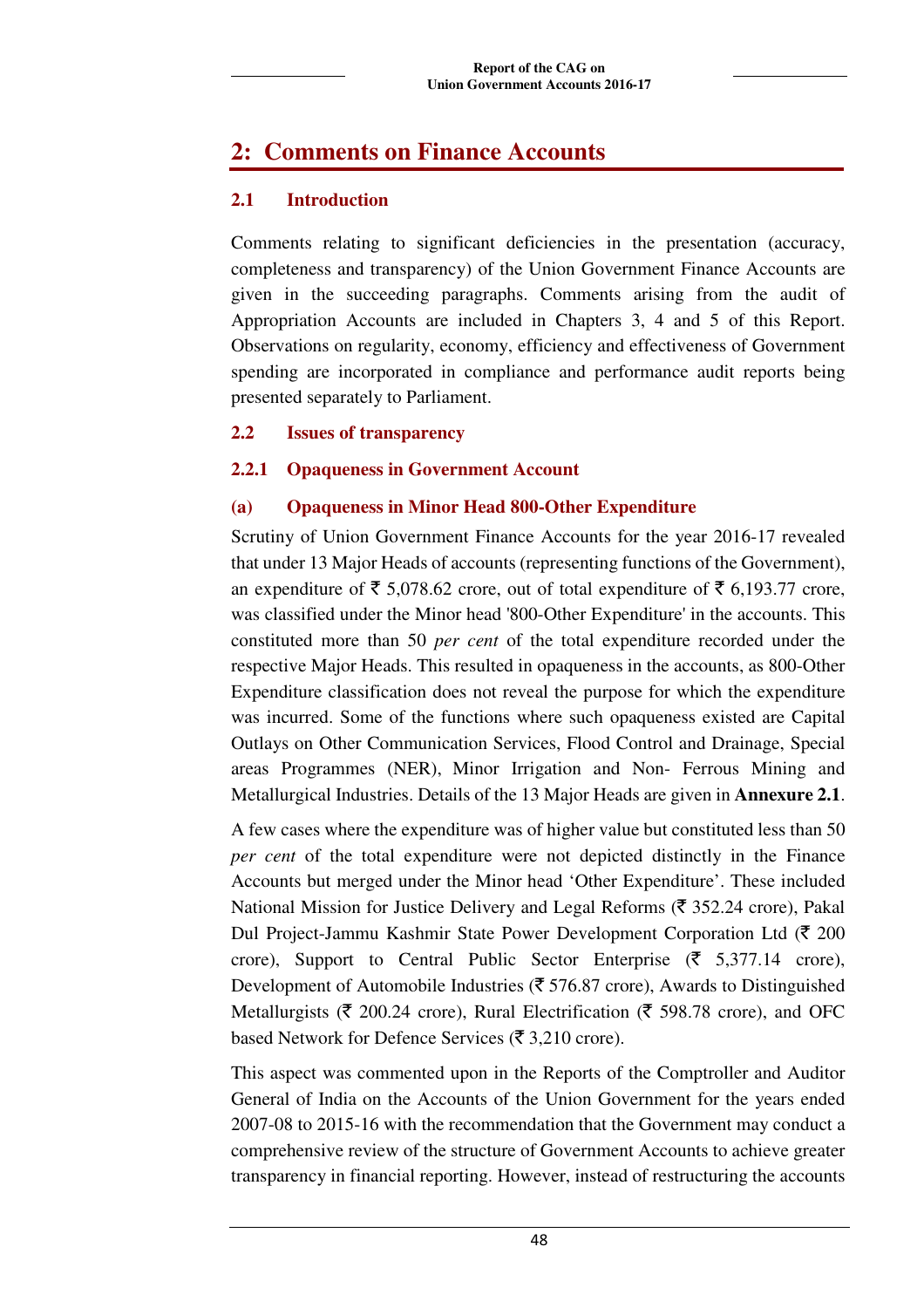# 2: Comments on Finance Accounts

## 2.1 Introduction

Comments relating to significant deficiencies in the presentation (accuracy, completeness and transparency) of the Union Government Finance Accounts are given in the succeeding paragraphs. Comments arising from the audit of Appropriation Accounts are included in Chapters 3, 4 and 5 of this Report. Observations on regularity, economy, efficiency and effectiveness of Government spending are incorporated in compliance and performance audit reports being presented separately to Parliament.

## 2.2 Issues of transparency

### 2.2.1 Opaqueness in Government Account

#### (a) Opaqueness in Minor Head 800-Other Expenditure

Scrutiny of Union Government Finance Accounts for the year 2016-17 revealed that under 13 Major Heads of accounts (representing functions of the Government), an expenditure of ₹ 5,078.62 crore, out of total expenditure of ₹ 6,193.77 crore, was classified under the Minor head '800-Other Expenditure' in the accounts. This constituted more than 50 *per cent* of the total expenditure recorded under the respective Major Heads. This resulted in opaqueness in the accounts, as 800-Other Expenditure classification does not reveal the purpose for which the expenditure was incurred. Some of the functions where such opaqueness existed are Capital Outlays on Other Communication Services, Flood Control and Drainage, Special areas Programmes (NER), Minor Irrigation and Non- Ferrous Mining and Metallurgical Industries. Details of the 13 Major Heads are given in **Annexure 2.1**.

A few cases where the expenditure was of higher value but constituted less than 50 *per cent* of the total expenditure were not depicted distinctly in the Finance Accounts but merged under the Minor head 'Other Expenditure'. These included National Mission for Justice Delivery and Legal Reforms (₹ 352.24 crore), Pakal Dul Project-Jammu Kashmir State Power Development Corporation Ltd (₹ 200 crore), Support to Central Public Sector Enterprise (₹ 5,377.14 crore), Development of Automobile Industries (₹ 576.87 crore), Awards to Distinguished Metallurgists (₹ 200.24 crore), Rural Electrification (₹ 598.78 crore), and OFC based Network for Defence Services (₹ 3,210 crore).

This aspect was commented upon in the Reports of the Comptroller and Auditor General of India on the Accounts of the Union Government for the years ended 2007-08 to 2015-16 with the recommendation that the Government may conduct a comprehensive review of the structure of Government Accounts to achieve greater transparency in financial reporting. However, instead of restructuring the accounts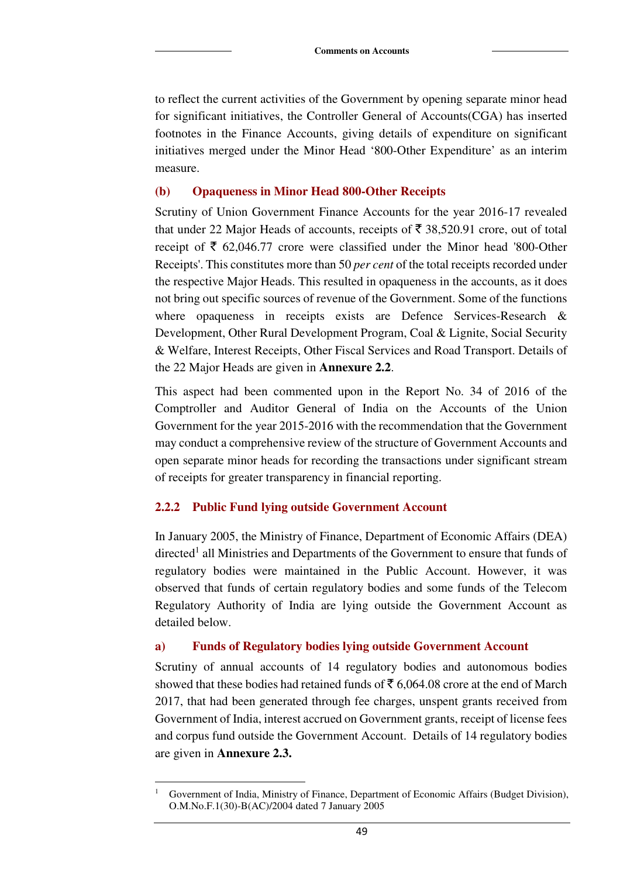to reflect the current activities of the Government by opening separate minor head for significant initiatives, the Controller General of Accounts(CGA) has inserted footnotes in the Finance Accounts, giving details of expenditure on significant initiatives merged under the Minor Head '800-Other Expenditure' as an interim measure.

### (b) Opaqueness in Minor Head 800-Other Receipts

Scrutiny of Union Government Finance Accounts for the year 2016-17 revealed that under 22 Major Heads of accounts, receipts of ₹ 38,520.91 crore, out of total receipt of ₹ 62,046.77 crore were classified under the Minor head '800-Other Receipts'. This constitutes more than 50 *per cent* of the total receipts recorded under the respective Major Heads. This resulted in opaqueness in the accounts, as it does not bring out specific sources of revenue of the Government. Some of the functions where opaqueness in receipts exists are Defence Services-Research & Development, Other Rural Development Program, Coal & Lignite, Social Security & Welfare, Interest Receipts, Other Fiscal Services and Road Transport. Details of the 22 Major Heads are given in **Annexure 2.2**.

This aspect had been commented upon in the Report No. 34 of 2016 of the Comptroller and Auditor General of India on the Accounts of the Union Government for the year 2015-2016 with the recommendation that the Government may conduct a comprehensive review of the structure of Government Accounts and open separate minor heads for recording the transactions under significant stream of receipts for greater transparency in financial reporting.

## 2.2.2 Public Fund lying outside Government Account

In January 2005, the Ministry of Finance, Department of Economic Affairs (DEA) directed[1] all Ministries and Departments of the Government to ensure that funds of regulatory bodies were maintained in the Public Account. However, it was observed that funds of certain regulatory bodies and some funds of the Telecom Regulatory Authority of India are lying outside the Government Account as detailed below.

### a) Funds of Regulatory bodies lying outside Government Account

Scrutiny of annual accounts of 14 regulatory bodies and autonomous bodies showed that these bodies had retained funds of ₹ 6,064.08 crore at the end of March 2017, that had been generated through fee charges, unspent grants received from Government of India, interest accrued on Government grants, receipt of license fees and corpus fund outside the Government Account. Details of 14 regulatory bodies are given in **Annexure 2.3.**

---

[1] Government of India, Ministry of Finance, Department of Economic Affairs (Budget Division), O.M.No.F.1(30)-B(AC)/2004 dated 7 January 2005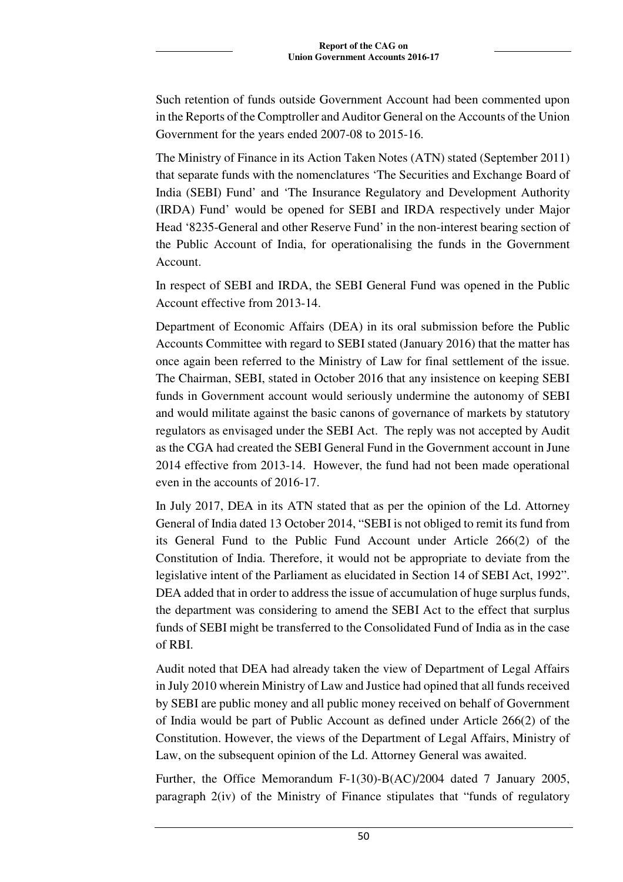Such retention of funds outside Government Account had been commented upon in the Reports of the Comptroller and Auditor General on the Accounts of the Union Government for the years ended 2007-08 to 2015-16.

The Ministry of Finance in its Action Taken Notes (ATN) stated (September 2011) that separate funds with the nomenclatures 'The Securities and Exchange Board of India (SEBI) Fund' and 'The Insurance Regulatory and Development Authority (IRDA) Fund' would be opened for SEBI and IRDA respectively under Major Head '8235-General and other Reserve Fund' in the non-interest bearing section of the Public Account of India, for operationalising the funds in the Government Account.

In respect of SEBI and IRDA, the SEBI General Fund was opened in the Public Account effective from 2013-14.

Department of Economic Affairs (DEA) in its oral submission before the Public Accounts Committee with regard to SEBI stated (January 2016) that the matter has once again been referred to the Ministry of Law for final settlement of the issue. The Chairman, SEBI, stated in October 2016 that any insistence on keeping SEBI funds in Government account would seriously undermine the autonomy of SEBI and would militate against the basic canons of governance of markets by statutory regulators as envisaged under the SEBI Act. The reply was not accepted by Audit as the CGA had created the SEBI General Fund in the Government account in June 2014 effective from 2013-14. However, the fund had not been made operational even in the accounts of 2016-17.

In July 2017, DEA in its ATN stated that as per the opinion of the Ld. Attorney General of India dated 13 October 2014, "SEBI is not obliged to remit its fund from its General Fund to the Public Fund Account under Article 266(2) of the Constitution of India. Therefore, it would not be appropriate to deviate from the legislative intent of the Parliament as elucidated in Section 14 of SEBI Act, 1992". DEA added that in order to address the issue of accumulation of huge surplus funds, the department was considering to amend the SEBI Act to the effect that surplus funds of SEBI might be transferred to the Consolidated Fund of India as in the case of RBI.

Audit noted that DEA had already taken the view of Department of Legal Affairs in July 2010 wherein Ministry of Law and Justice had opined that all funds received by SEBI are public money and all public money received on behalf of Government of India would be part of Public Account as defined under Article 266(2) of the Constitution. However, the views of the Department of Legal Affairs, Ministry of Law, on the subsequent opinion of the Ld. Attorney General was awaited.

Further, the Office Memorandum F-1(30)-B(AC)/2004 dated 7 January 2005, paragraph 2(iv) of the Ministry of Finance stipulates that "funds of regulatory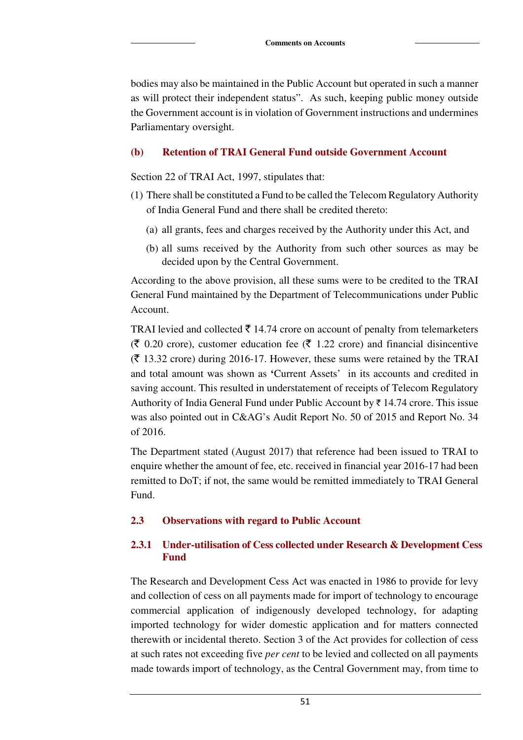bodies may also be maintained in the Public Account but operated in such a manner as will protect their independent status". As such, keeping public money outside the Government account is in violation of Government instructions and undermines Parliamentary oversight.

#### (b) Retention of TRAI General Fund outside Government Account

Section 22 of TRAI Act, 1997, stipulates that:

(1) There shall be constituted a Fund to be called the Telecom Regulatory Authority of India General Fund and there shall be credited thereto:

   (a) all grants, fees and charges received by the Authority under this Act, and

   (b) all sums received by the Authority from such other sources as may be decided upon by the Central Government.

According to the above provision, all these sums were to be credited to the TRAI General Fund maintained by the Department of Telecommunications under Public Account.

TRAI levied and collected ₹ 14.74 crore on account of penalty from telemarketers (₹ 0.20 crore), customer education fee (₹ 1.22 crore) and financial disincentive (₹ 13.32 crore) during 2016-17. However, these sums were retained by the TRAI and total amount was shown as 'Current Assets' in its accounts and credited in saving account. This resulted in understatement of receipts of Telecom Regulatory Authority of India General Fund under Public Account by ₹ 14.74 crore. This issue was also pointed out in C&AG's Audit Report No. 50 of 2015 and Report No. 34 of 2016.

The Department stated (August 2017) that reference had been issued to TRAI to enquire whether the amount of fee, etc. received in financial year 2016-17 had been remitted to DoT; if not, the same would be remitted immediately to TRAI General Fund.

## 2.3 Observations with regard to Public Account

### 2.3.1 Under-utilisation of Cess collected under Research & Development Cess Fund

The Research and Development Cess Act was enacted in 1986 to provide for levy and collection of cess on all payments made for import of technology to encourage commercial application of indigenously developed technology, for adapting imported technology for wider domestic application and for matters connected therewith or incidental thereto. Section 3 of the Act provides for collection of cess at such rates not exceeding five *per cent* to be levied and collected on all payments made towards import of technology, as the Central Government may, from time to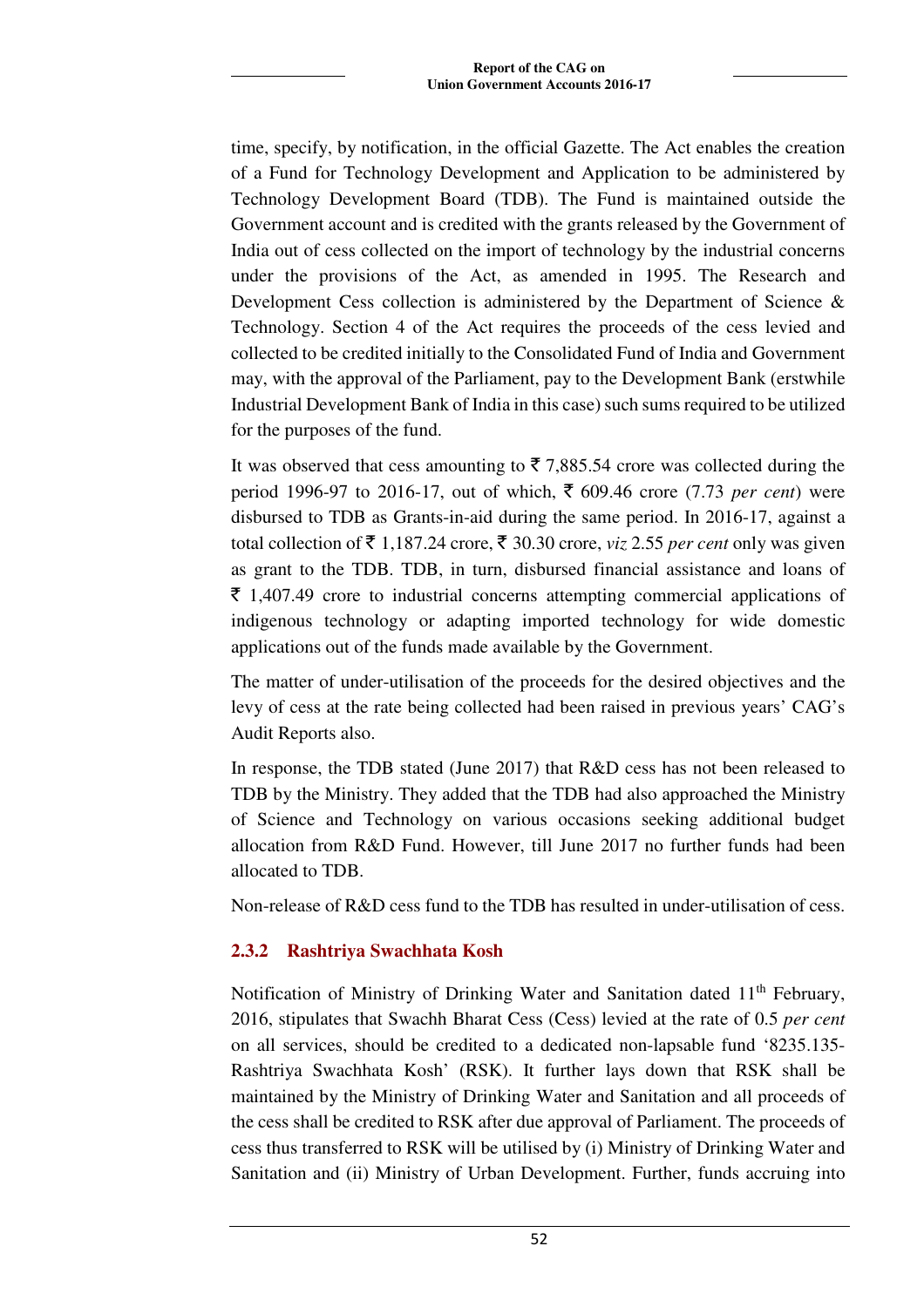time, specify, by notification, in the official Gazette. The Act enables the creation of a Fund for Technology Development and Application to be administered by Technology Development Board (TDB). The Fund is maintained outside the Government account and is credited with the grants released by the Government of India out of cess collected on the import of technology by the industrial concerns under the provisions of the Act, as amended in 1995. The Research and Development Cess collection is administered by the Department of Science & Technology. Section 4 of the Act requires the proceeds of the cess levied and collected to be credited initially to the Consolidated Fund of India and Government may, with the approval of the Parliament, pay to the Development Bank (erstwhile Industrial Development Bank of India in this case) such sums required to be utilized for the purposes of the fund.

It was observed that cess amounting to ₹ 7,885.54 crore was collected during the period 1996-97 to 2016-17, out of which, ₹ 609.46 crore (7.73 *per cent*) were disbursed to TDB as Grants-in-aid during the same period. In 2016-17, against a total collection of ₹ 1,187.24 crore, ₹ 30.30 crore, *viz* 2.55 *per cent* only was given as grant to the TDB. TDB, in turn, disbursed financial assistance and loans of ₹ 1,407.49 crore to industrial concerns attempting commercial applications of indigenous technology or adapting imported technology for wide domestic applications out of the funds made available by the Government.

The matter of under-utilisation of the proceeds for the desired objectives and the levy of cess at the rate being collected had been raised in previous years' CAG's Audit Reports also.

In response, the TDB stated (June 2017) that R&D cess has not been released to TDB by the Ministry. They added that the TDB had also approached the Ministry of Science and Technology on various occasions seeking additional budget allocation from R&D Fund. However, till June 2017 no further funds had been allocated to TDB.

Non-release of R&D cess fund to the TDB has resulted in under-utilisation of cess.

### 2.3.2 Rashtriya Swachhata Kosh

Notification of Ministry of Drinking Water and Sanitation dated 11th February, 2016, stipulates that Swachh Bharat Cess (Cess) levied at the rate of 0.5 *per cent* on all services, should be credited to a dedicated non-lapsable fund '8235.135-Rashtriya Swachhata Kosh' (RSK). It further lays down that RSK shall be maintained by the Ministry of Drinking Water and Sanitation and all proceeds of the cess shall be credited to RSK after due approval of Parliament. The proceeds of cess thus transferred to RSK will be utilised by (i) Ministry of Drinking Water and Sanitation and (ii) Ministry of Urban Development. Further, funds accruing into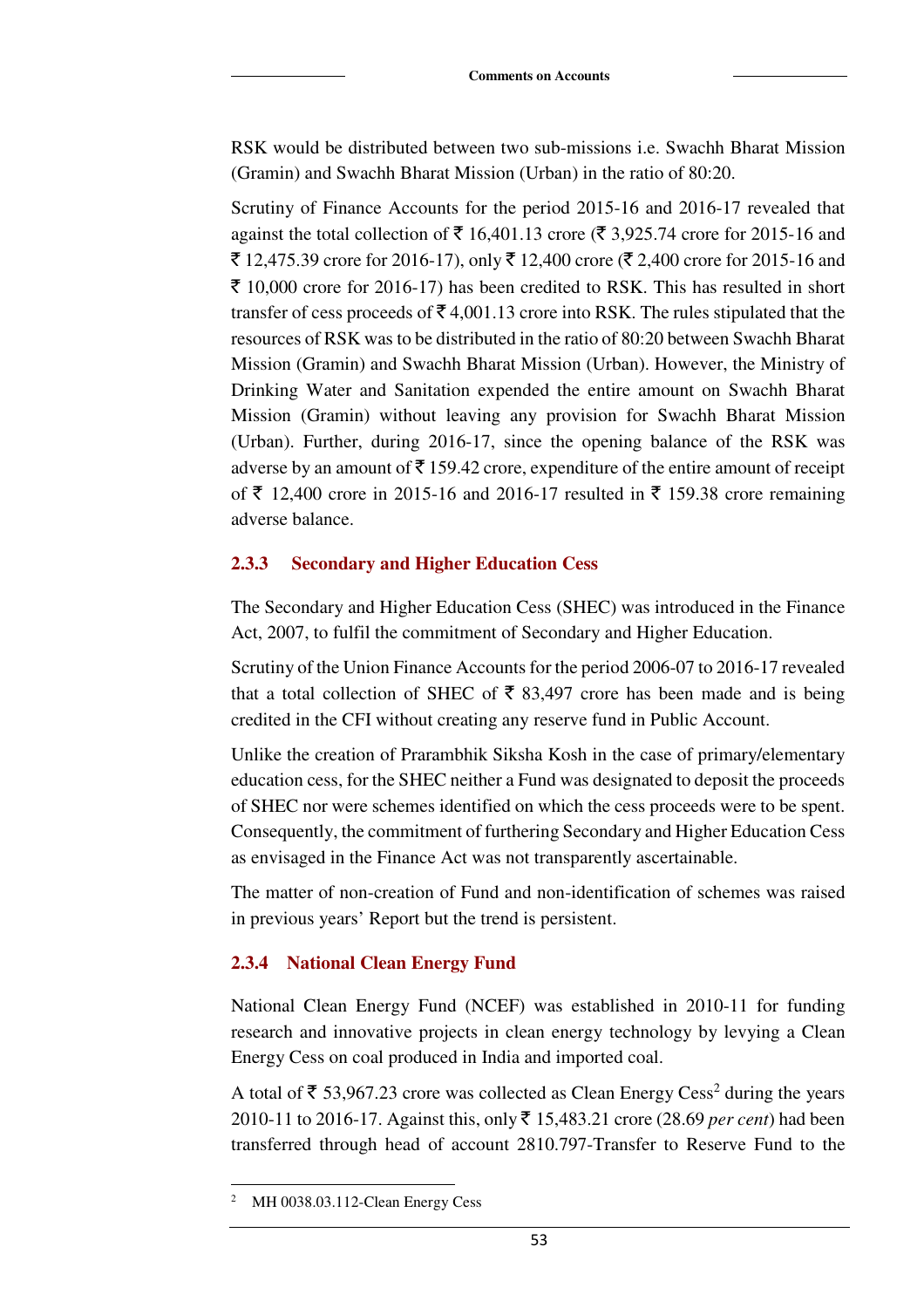RSK would be distributed between two sub-missions i.e. Swachh Bharat Mission (Gramin) and Swachh Bharat Mission (Urban) in the ratio of 80:20.

Scrutiny of Finance Accounts for the period 2015-16 and 2016-17 revealed that against the total collection of ₹ 16,401.13 crore (₹ 3,925.74 crore for 2015-16 and ₹ 12,475.39 crore for 2016-17), only ₹ 12,400 crore (₹ 2,400 crore for 2015-16 and ₹ 10,000 crore for 2016-17) has been credited to RSK. This has resulted in short transfer of cess proceeds of ₹ 4,001.13 crore into RSK. The rules stipulated that the resources of RSK was to be distributed in the ratio of 80:20 between Swachh Bharat Mission (Gramin) and Swachh Bharat Mission (Urban). However, the Ministry of Drinking Water and Sanitation expended the entire amount on Swachh Bharat Mission (Gramin) without leaving any provision for Swachh Bharat Mission (Urban). Further, during 2016-17, since the opening balance of the RSK was adverse by an amount of ₹ 159.42 crore, expenditure of the entire amount of receipt of ₹ 12,400 crore in 2015-16 and 2016-17 resulted in ₹ 159.38 crore remaining adverse balance.

### 2.3.3 Secondary and Higher Education Cess

The Secondary and Higher Education Cess (SHEC) was introduced in the Finance Act, 2007, to fulfil the commitment of Secondary and Higher Education.

Scrutiny of the Union Finance Accounts for the period 2006-07 to 2016-17 revealed that a total collection of SHEC of ₹ 83,497 crore has been made and is being credited in the CFI without creating any reserve fund in Public Account.

Unlike the creation of Prarambhik Siksha Kosh in the case of primary/elementary education cess, for the SHEC neither a Fund was designated to deposit the proceeds of SHEC nor were schemes identified on which the cess proceeds were to be spent. Consequently, the commitment of furthering Secondary and Higher Education Cess as envisaged in the Finance Act was not transparently ascertainable.

The matter of non-creation of Fund and non-identification of schemes was raised in previous years' Report but the trend is persistent.

### 2.3.4 National Clean Energy Fund

National Clean Energy Fund (NCEF) was established in 2010-11 for funding research and innovative projects in clean energy technology by levying a Clean Energy Cess on coal produced in India and imported coal.

A total of ₹ 53,967.23 crore was collected as Clean Energy Cess[2] during the years 2010-11 to 2016-17. Against this, only ₹ 15,483.21 crore (28.69 *per cent*) had been transferred through head of account 2810.797-Transfer to Reserve Fund to the

[2] MH 0038.03.112-Clean Energy Cess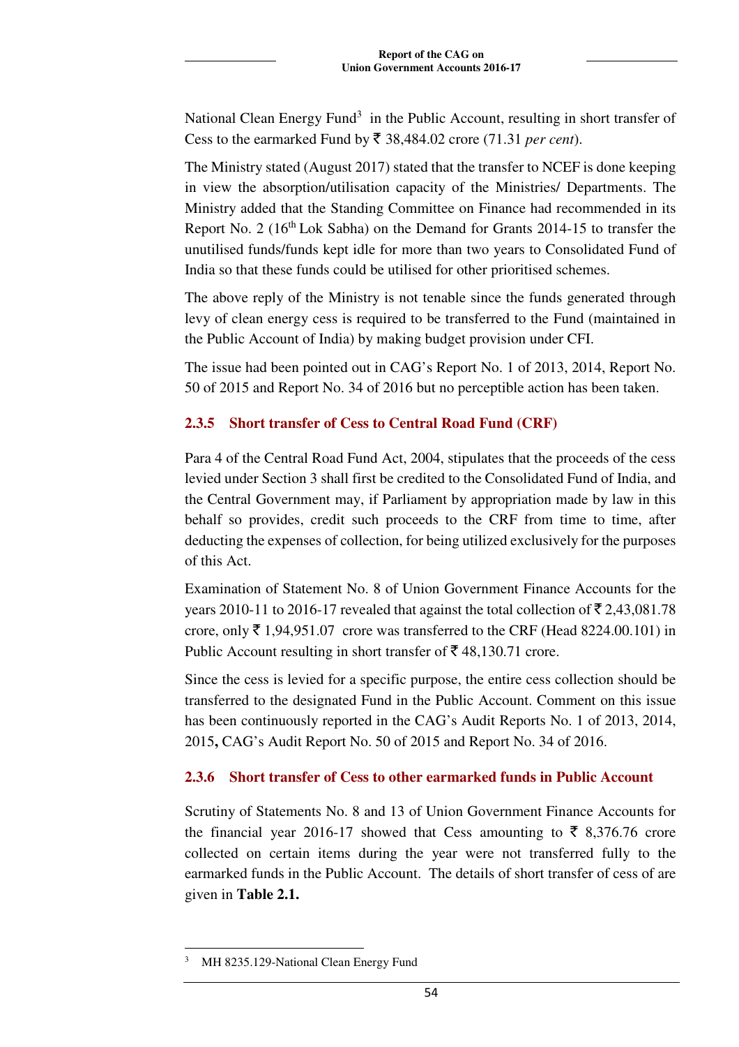National Clean Energy Fund[3] in the Public Account, resulting in short transfer of Cess to the earmarked Fund by ₹ 38,484.02 crore (71.31 *per cent*).

The Ministry stated (August 2017) stated that the transfer to NCEF is done keeping in view the absorption/utilisation capacity of the Ministries/ Departments. The Ministry added that the Standing Committee on Finance had recommended in its Report No. 2 (16th Lok Sabha) on the Demand for Grants 2014-15 to transfer the unutilised funds/funds kept idle for more than two years to Consolidated Fund of India so that these funds could be utilised for other prioritised schemes.

The above reply of the Ministry is not tenable since the funds generated through levy of clean energy cess is required to be transferred to the Fund (maintained in the Public Account of India) by making budget provision under CFI.

The issue had been pointed out in CAG's Report No. 1 of 2013, 2014, Report No. 50 of 2015 and Report No. 34 of 2016 but no perceptible action has been taken.

### 2.3.5 Short transfer of Cess to Central Road Fund (CRF)

Para 4 of the Central Road Fund Act, 2004, stipulates that the proceeds of the cess levied under Section 3 shall first be credited to the Consolidated Fund of India, and the Central Government may, if Parliament by appropriation made by law in this behalf so provides, credit such proceeds to the CRF from time to time, after deducting the expenses of collection, for being utilized exclusively for the purposes of this Act.

Examination of Statement No. 8 of Union Government Finance Accounts for the years 2010-11 to 2016-17 revealed that against the total collection of ₹ 2,43,081.78 crore, only ₹ 1,94,951.07 crore was transferred to the CRF (Head 8224.00.101) in Public Account resulting in short transfer of ₹ 48,130.71 crore.

Since the cess is levied for a specific purpose, the entire cess collection should be transferred to the designated Fund in the Public Account. Comment on this issue has been continuously reported in the CAG's Audit Reports No. 1 of 2013, 2014, 2015**,** CAG's Audit Report No. 50 of 2015 and Report No. 34 of 2016.

### 2.3.6 Short transfer of Cess to other earmarked funds in Public Account

Scrutiny of Statements No. 8 and 13 of Union Government Finance Accounts for the financial year 2016-17 showed that Cess amounting to ₹ 8,376.76 crore collected on certain items during the year were not transferred fully to the earmarked funds in the Public Account. The details of short transfer of cess of are given in **Table 2.1.**

[3] MH 8235.129-National Clean Energy Fund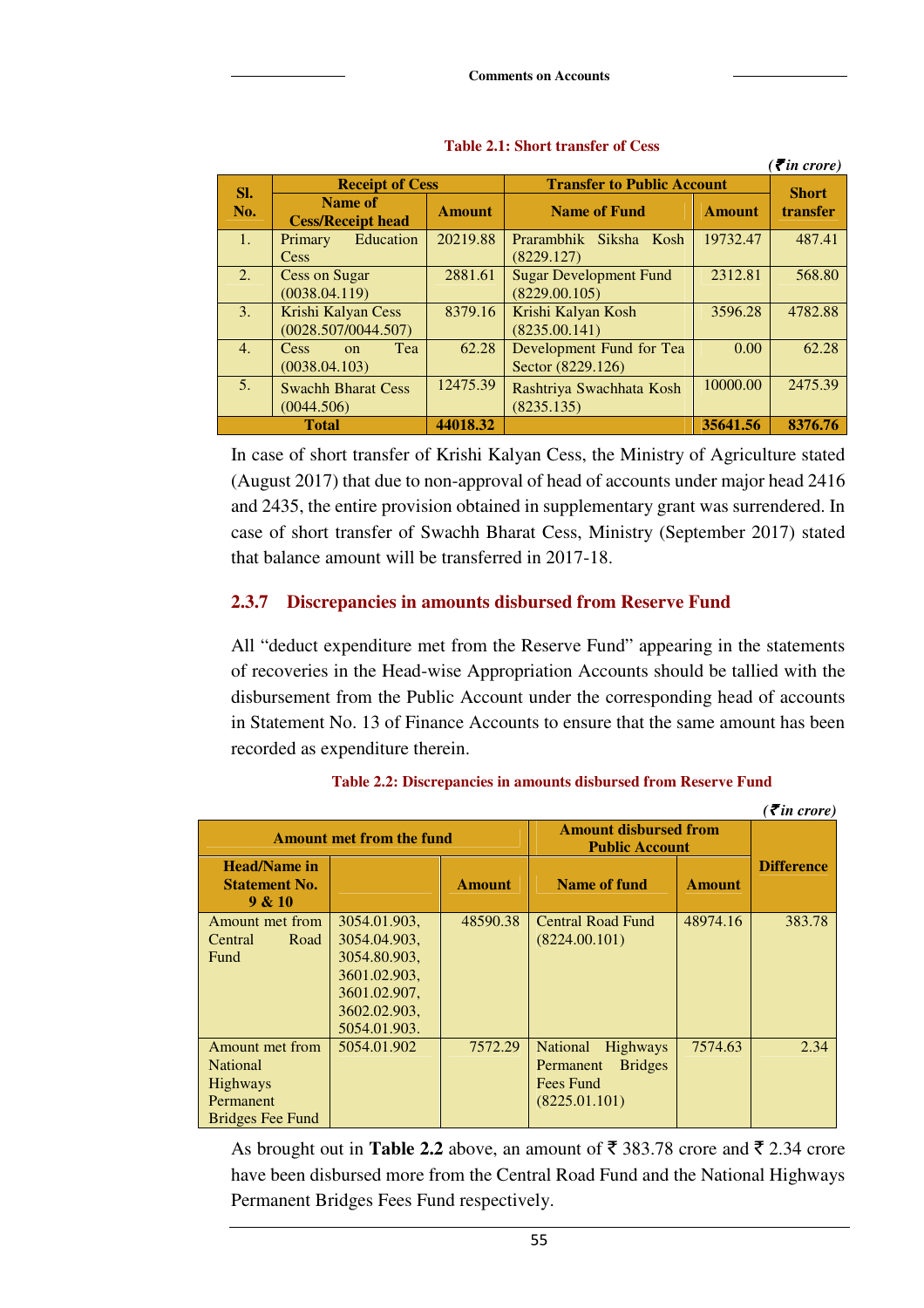**Table 2.1: Short transfer of Cess**

*(₹ in crore)*

| Sl. No. | Receipt of Cess | | Transfer to Public Account | | Short transfer |
|---|---|---|---|---|---|
| | Name of Cess/Receipt head | Amount | Name of Fund | Amount | |
| 1. | Primary Education Cess | 20219.88 | Prarambhik Siksha Kosh (8229.127) | 19732.47 | 487.41 |
| 2. | Cess on Sugar (0038.04.119) | 2881.61 | Sugar Development Fund (8229.00.105) | 2312.81 | 568.80 |
| 3. | Krishi Kalyan Cess (0028.507/0044.507) | 8379.16 | Krishi Kalyan Kosh (8235.00.141) | 3596.28 | 4782.88 |
| 4. | Cess on Tea (0038.04.103) | 62.28 | Development Fund for Tea Sector (8229.126) | 0.00 | 62.28 |
| 5. | Swachh Bharat Cess (0044.506) | 12475.39 | Rashtriya Swachhata Kosh (8235.135) | 10000.00 | 2475.39 |
| **Total** | | **44018.32** | | **35641.56** | **8376.76** |

In case of short transfer of Krishi Kalyan Cess, the Ministry of Agriculture stated (August 2017) that due to non-approval of head of accounts under major head 2416 and 2435, the entire provision obtained in supplementary grant was surrendered. In case of short transfer of Swachh Bharat Cess, Ministry (September 2017) stated that balance amount will be transferred in 2017-18.

## 2.3.7 Discrepancies in amounts disbursed from Reserve Fund

All "deduct expenditure met from the Reserve Fund" appearing in the statements of recoveries in the Head-wise Appropriation Accounts should be tallied with the disbursement from the Public Account under the corresponding head of accounts in Statement No. 13 of Finance Accounts to ensure that the same amount has been recorded as expenditure therein.

**Table 2.2: Discrepancies in amounts disbursed from Reserve Fund**

*(₹ in crore)*

| Amount met from the fund | | | Amount disbursed from Public Account | | Difference |
|---|---|---|---|---|---|
| Head/Name in Statement No. 9 & 10 | | Amount | Name of fund | Amount | |
| Amount met from Central Road Fund | 3054.01.903, 3054.04.903, 3054.80.903, 3601.02.903, 3601.02.907, 3602.02.903, 5054.01.903. | 48590.38 | Central Road Fund (8224.00.101) | 48974.16 | 383.78 |
| Amount met from National Highways Permanent Bridges Fee Fund | 5054.01.902 | 7572.29 | National Highways Permanent Bridges Fees Fund (8225.01.101) | 7574.63 | 2.34 |

As brought out in **Table 2.2** above, an amount of ₹ 383.78 crore and ₹ 2.34 crore have been disbursed more from the Central Road Fund and the National Highways Permanent Bridges Fees Fund respectively.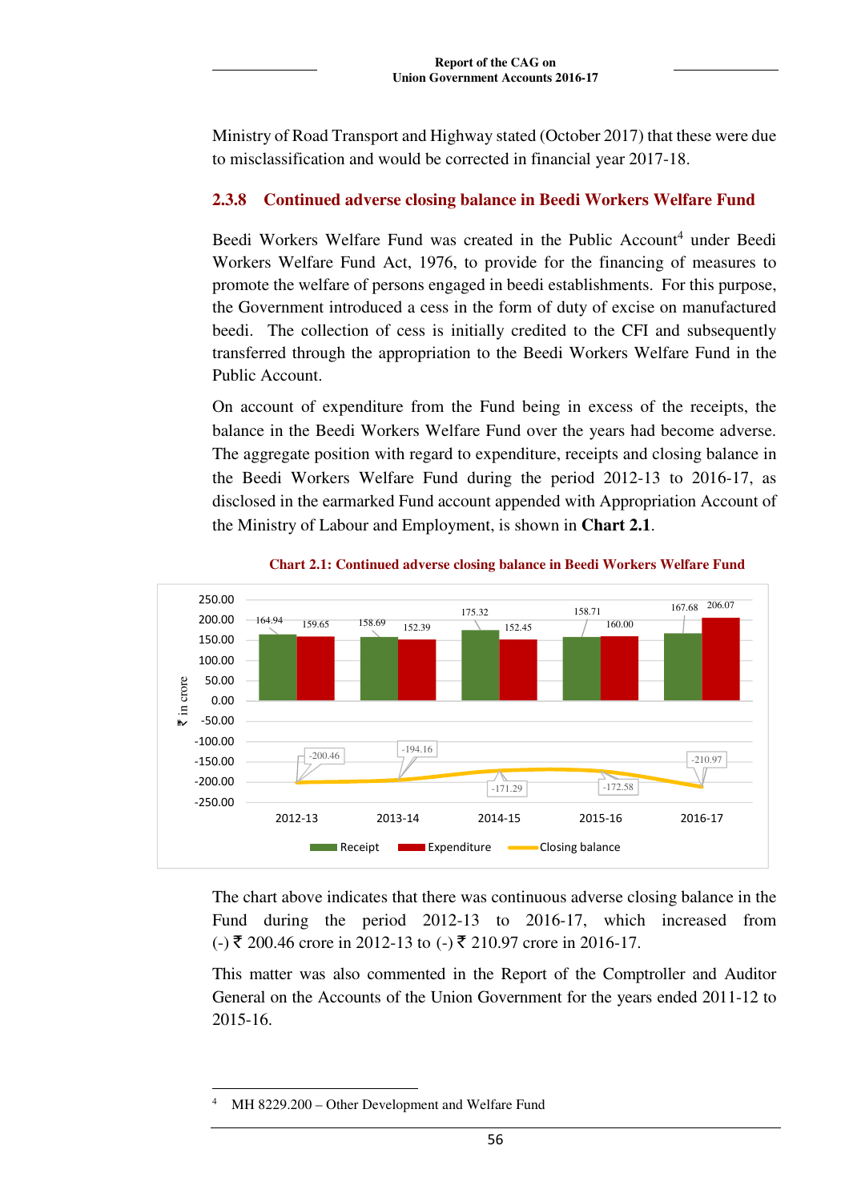Ministry of Road Transport and Highway stated (October 2017) that these were due to misclassification and would be corrected in financial year 2017-18.

### 2.3.8 Continued adverse closing balance in Beedi Workers Welfare Fund

Beedi Workers Welfare Fund was created in the Public Account[4] under Beedi Workers Welfare Fund Act, 1976, to provide for the financing of measures to promote the welfare of persons engaged in beedi establishments. For this purpose, the Government introduced a cess in the form of duty of excise on manufactured beedi. The collection of cess is initially credited to the CFI and subsequently transferred through the appropriation to the Beedi Workers Welfare Fund in the Public Account.

On account of expenditure from the Fund being in excess of the receipts, the balance in the Beedi Workers Welfare Fund over the years had become adverse. The aggregate position with regard to expenditure, receipts and closing balance in the Beedi Workers Welfare Fund during the period 2012-13 to 2016-17, as disclosed in the earmarked Fund account appended with Appropriation Account of the Ministry of Labour and Employment, is shown in **Chart 2.1**.

**Chart 2.1: Continued adverse closing balance in Beedi Workers Welfare Fund**

(₹ in crore)

| Year | Receipt | Expenditure | Closing balance |
|---|---|---|---|
| 2012-13 | 164.94 | 159.65 | -200.46 |
| 2013-14 | 158.69 | 152.39 | -194.16 |
| 2014-15 | 175.32 | 152.45 | -171.29 |
| 2015-16 | 158.71 | 160.00 | -172.58 |
| 2016-17 | 167.68 | 206.07 | -210.97 |

The chart above indicates that there was continuous adverse closing balance in the Fund during the period 2012-13 to 2016-17, which increased from (-) ₹ 200.46 crore in 2012-13 to (-) ₹ 210.97 crore in 2016-17.

This matter was also commented in the Report of the Comptroller and Auditor General on the Accounts of the Union Government for the years ended 2011-12 to 2015-16.

[4] MH 8229.200 – Other Development and Welfare Fund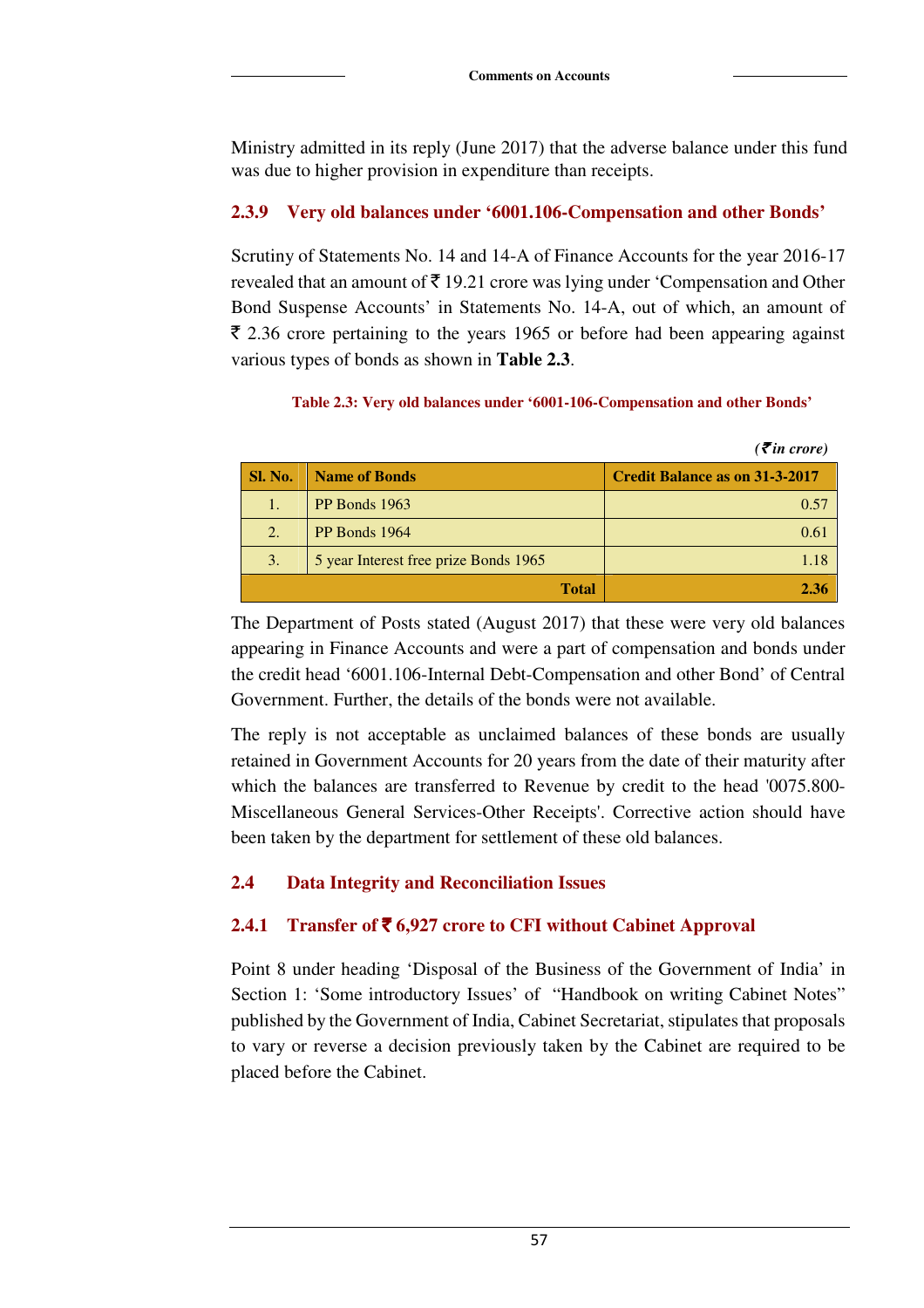Ministry admitted in its reply (June 2017) that the adverse balance under this fund was due to higher provision in expenditure than receipts.

### 2.3.9 Very old balances under '6001.106-Compensation and other Bonds'

Scrutiny of Statements No. 14 and 14-A of Finance Accounts for the year 2016-17 revealed that an amount of ₹ 19.21 crore was lying under 'Compensation and Other Bond Suspense Accounts' in Statements No. 14-A, out of which, an amount of ₹ 2.36 crore pertaining to the years 1965 or before had been appearing against various types of bonds as shown in **Table 2.3**.

**Table 2.3: Very old balances under '6001-106-Compensation and other Bonds'**

*(₹ in crore)*

| Sl. No. | Name of Bonds | Credit Balance as on 31-3-2017 |
|---|---|---|
| 1. | PP Bonds 1963 | 0.57 |
| 2. | PP Bonds 1964 | 0.61 |
| 3. | 5 year Interest free prize Bonds 1965 | 1.18 |
| | **Total** | **2.36** |

The Department of Posts stated (August 2017) that these were very old balances appearing in Finance Accounts and were a part of compensation and bonds under the credit head '6001.106-Internal Debt-Compensation and other Bond' of Central Government. Further, the details of the bonds were not available.

The reply is not acceptable as unclaimed balances of these bonds are usually retained in Government Accounts for 20 years from the date of their maturity after which the balances are transferred to Revenue by credit to the head '0075.800-Miscellaneous General Services-Other Receipts'. Corrective action should have been taken by the department for settlement of these old balances.

## 2.4 Data Integrity and Reconciliation Issues

### 2.4.1 Transfer of ₹ 6,927 crore to CFI without Cabinet Approval

Point 8 under heading 'Disposal of the Business of the Government of India' in Section 1: 'Some introductory Issues' of "Handbook on writing Cabinet Notes" published by the Government of India, Cabinet Secretariat, stipulates that proposals to vary or reverse a decision previously taken by the Cabinet are required to be placed before the Cabinet.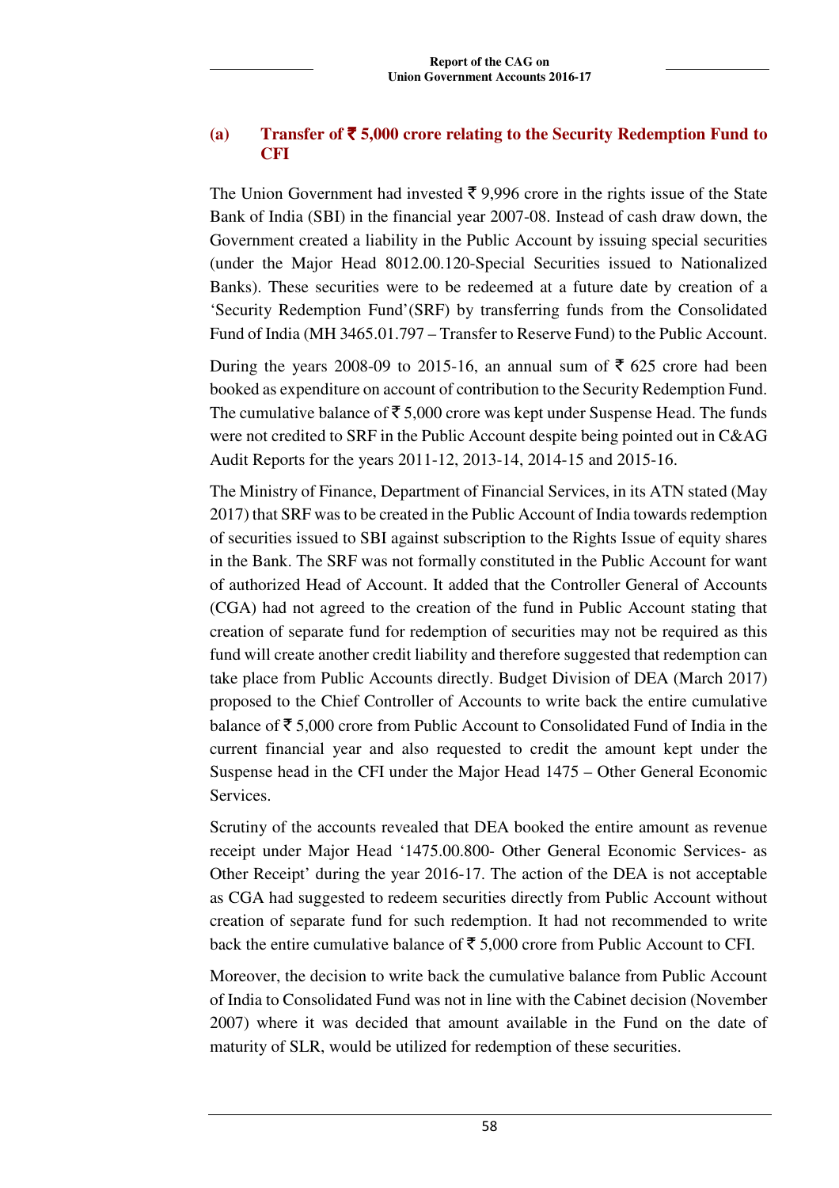### (a) Transfer of ₹ 5,000 crore relating to the Security Redemption Fund to CFI

The Union Government had invested ₹ 9,996 crore in the rights issue of the State Bank of India (SBI) in the financial year 2007-08. Instead of cash draw down, the Government created a liability in the Public Account by issuing special securities (under the Major Head 8012.00.120-Special Securities issued to Nationalized Banks). These securities were to be redeemed at a future date by creation of a 'Security Redemption Fund'(SRF) by transferring funds from the Consolidated Fund of India (MH 3465.01.797 – Transfer to Reserve Fund) to the Public Account.

During the years 2008-09 to 2015-16, an annual sum of ₹ 625 crore had been booked as expenditure on account of contribution to the Security Redemption Fund. The cumulative balance of ₹ 5,000 crore was kept under Suspense Head. The funds were not credited to SRF in the Public Account despite being pointed out in C&AG Audit Reports for the years 2011-12, 2013-14, 2014-15 and 2015-16.

The Ministry of Finance, Department of Financial Services, in its ATN stated (May 2017) that SRF was to be created in the Public Account of India towards redemption of securities issued to SBI against subscription to the Rights Issue of equity shares in the Bank. The SRF was not formally constituted in the Public Account for want of authorized Head of Account. It added that the Controller General of Accounts (CGA) had not agreed to the creation of the fund in Public Account stating that creation of separate fund for redemption of securities may not be required as this fund will create another credit liability and therefore suggested that redemption can take place from Public Accounts directly. Budget Division of DEA (March 2017) proposed to the Chief Controller of Accounts to write back the entire cumulative balance of ₹ 5,000 crore from Public Account to Consolidated Fund of India in the current financial year and also requested to credit the amount kept under the Suspense head in the CFI under the Major Head 1475 – Other General Economic Services.

Scrutiny of the accounts revealed that DEA booked the entire amount as revenue receipt under Major Head '1475.00.800- Other General Economic Services- as Other Receipt' during the year 2016-17. The action of the DEA is not acceptable as CGA had suggested to redeem securities directly from Public Account without creation of separate fund for such redemption. It had not recommended to write back the entire cumulative balance of ₹ 5,000 crore from Public Account to CFI.

Moreover, the decision to write back the cumulative balance from Public Account of India to Consolidated Fund was not in line with the Cabinet decision (November 2007) where it was decided that amount available in the Fund on the date of maturity of SLR, would be utilized for redemption of these securities.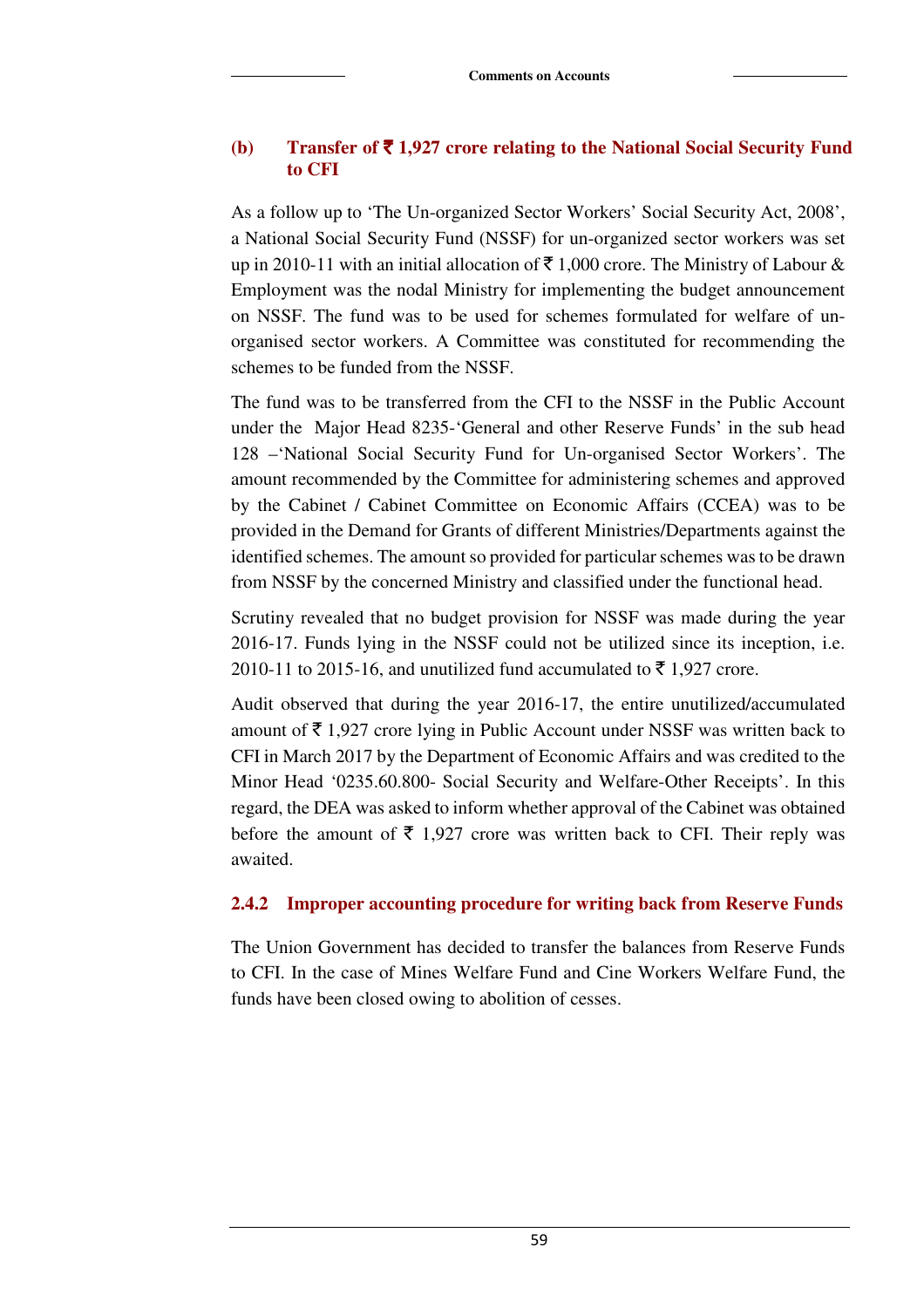### (b) Transfer of ₹ 1,927 crore relating to the National Social Security Fund to CFI

As a follow up to 'The Un-organized Sector Workers' Social Security Act, 2008', a National Social Security Fund (NSSF) for un-organized sector workers was set up in 2010-11 with an initial allocation of ₹ 1,000 crore. The Ministry of Labour & Employment was the nodal Ministry for implementing the budget announcement on NSSF. The fund was to be used for schemes formulated for welfare of un-organised sector workers. A Committee was constituted for recommending the schemes to be funded from the NSSF.

The fund was to be transferred from the CFI to the NSSF in the Public Account under the Major Head 8235-'General and other Reserve Funds' in the sub head 128 –'National Social Security Fund for Un-organised Sector Workers'. The amount recommended by the Committee for administering schemes and approved by the Cabinet / Cabinet Committee on Economic Affairs (CCEA) was to be provided in the Demand for Grants of different Ministries/Departments against the identified schemes. The amount so provided for particular schemes was to be drawn from NSSF by the concerned Ministry and classified under the functional head.

Scrutiny revealed that no budget provision for NSSF was made during the year 2016-17. Funds lying in the NSSF could not be utilized since its inception, i.e. 2010-11 to 2015-16, and unutilized fund accumulated to ₹ 1,927 crore.

Audit observed that during the year 2016-17, the entire unutilized/accumulated amount of ₹ 1,927 crore lying in Public Account under NSSF was written back to CFI in March 2017 by the Department of Economic Affairs and was credited to the Minor Head '0235.60.800- Social Security and Welfare-Other Receipts'. In this regard, the DEA was asked to inform whether approval of the Cabinet was obtained before the amount of ₹ 1,927 crore was written back to CFI. Their reply was awaited.

### 2.4.2 Improper accounting procedure for writing back from Reserve Funds

The Union Government has decided to transfer the balances from Reserve Funds to CFI. In the case of Mines Welfare Fund and Cine Workers Welfare Fund, the funds have been closed owing to abolition of cesses.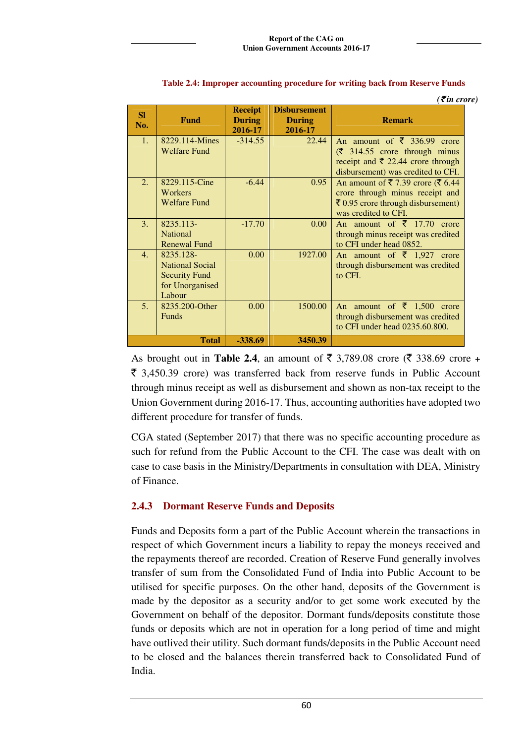**Table 2.4: Improper accounting procedure for writing back from Reserve Funds**

*(₹in crore)*

| Sl No. | Fund | Receipt During 2016-17 | Disbursement During 2016-17 | Remark |
|---|---|---|---|---|
| 1. | 8229.114-Mines Welfare Fund | -314.55 | 22.44 | An amount of ₹ 336.99 crore (₹ 314.55 crore through minus receipt and ₹ 22.44 crore through disbursement) was credited to CFI. |
| 2. | 8229.115-Cine Workers Welfare Fund | -6.44 | 0.95 | An amount of ₹ 7.39 crore (₹ 6.44 crore through minus receipt and ₹ 0.95 crore through disbursement) was credited to CFI. |
| 3. | 8235.113-National Renewal Fund | -17.70 | 0.00 | An amount of ₹ 17.70 crore through minus receipt was credited to CFI under head 0852. |
| 4. | 8235.128-National Social Security Fund for Unorganised Labour | 0.00 | 1927.00 | An amount of ₹ 1,927 crore through disbursement was credited to CFI. |
| 5. | 8235.200-Other Funds | 0.00 | 1500.00 | An amount of ₹ 1,500 crore through disbursement was credited to CFI under head 0235.60.800. |
| | **Total** | **-338.69** | **3450.39** | |

As brought out in **Table 2.4**, an amount of ₹ 3,789.08 crore (₹ 338.69 crore + ₹ 3,450.39 crore) was transferred back from reserve funds in Public Account through minus receipt as well as disbursement and shown as non-tax receipt to the Union Government during 2016-17. Thus, accounting authorities have adopted two different procedure for transfer of funds.

CGA stated (September 2017) that there was no specific accounting procedure as such for refund from the Public Account to the CFI. The case was dealt with on case to case basis in the Ministry/Departments in consultation with DEA, Ministry of Finance.

### 2.4.3 Dormant Reserve Funds and Deposits

Funds and Deposits form a part of the Public Account wherein the transactions in respect of which Government incurs a liability to repay the moneys received and the repayments thereof are recorded. Creation of Reserve Fund generally involves transfer of sum from the Consolidated Fund of India into Public Account to be utilised for specific purposes. On the other hand, deposits of the Government is made by the depositor as a security and/or to get some work executed by the Government on behalf of the depositor. Dormant funds/deposits constitute those funds or deposits which are not in operation for a long period of time and might have outlived their utility. Such dormant funds/deposits in the Public Account need to be closed and the balances therein transferred back to Consolidated Fund of India.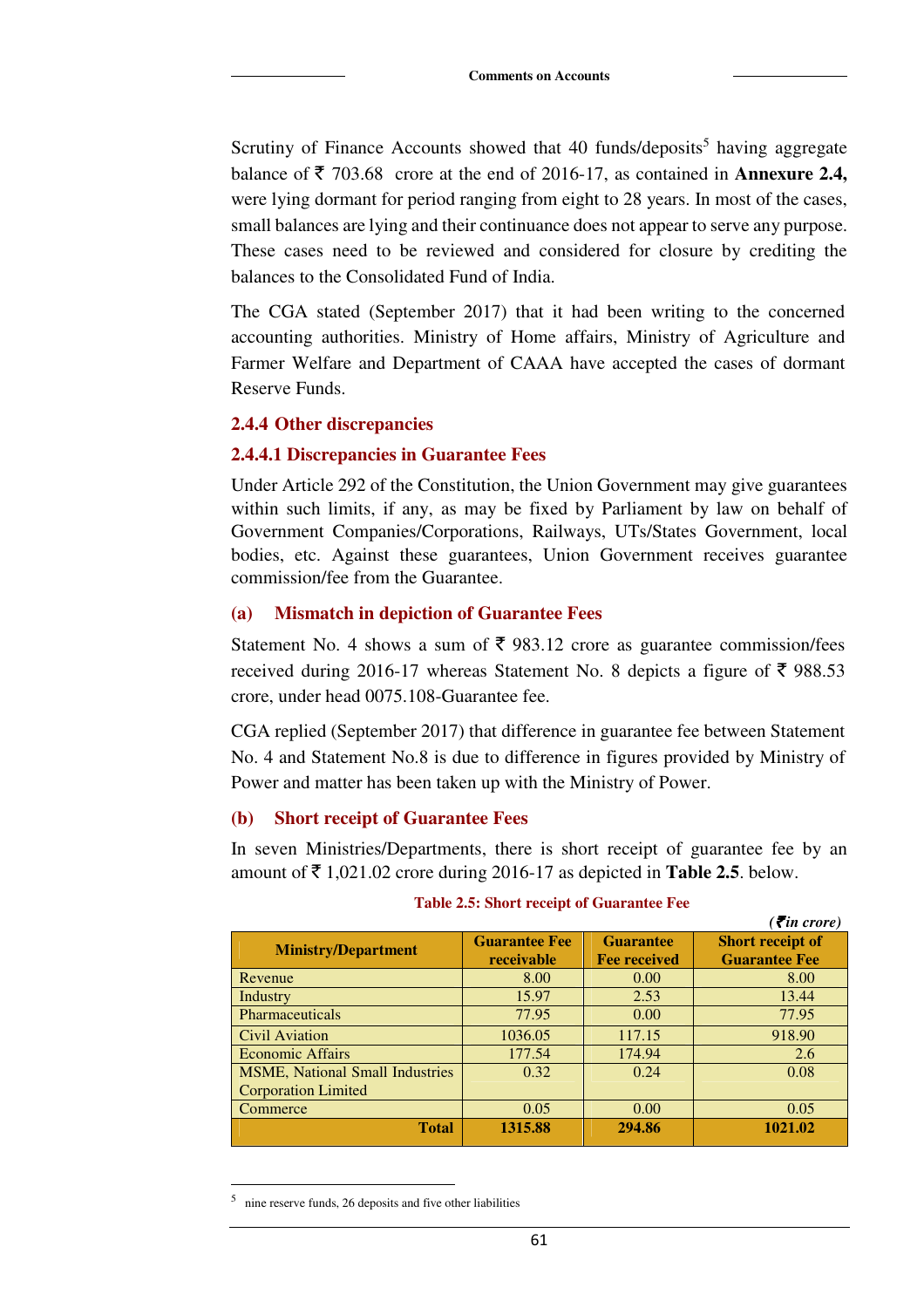Scrutiny of Finance Accounts showed that 40 funds/deposits[5] having aggregate balance of ₹ 703.68 crore at the end of 2016-17, as contained in **Annexure 2.4,** were lying dormant for period ranging from eight to 28 years. In most of the cases, small balances are lying and their continuance does not appear to serve any purpose. These cases need to be reviewed and considered for closure by crediting the balances to the Consolidated Fund of India.

The CGA stated (September 2017) that it had been writing to the concerned accounting authorities. Ministry of Home affairs, Ministry of Agriculture and Farmer Welfare and Department of CAAA have accepted the cases of dormant Reserve Funds.

### 2.4.4 Other discrepancies

#### 2.4.4.1 Discrepancies in Guarantee Fees

Under Article 292 of the Constitution, the Union Government may give guarantees within such limits, if any, as may be fixed by Parliament by law on behalf of Government Companies/Corporations, Railways, UTs/States Government, local bodies, etc. Against these guarantees, Union Government receives guarantee commission/fee from the Guarantee.

#### (a) Mismatch in depiction of Guarantee Fees

Statement No. 4 shows a sum of ₹ 983.12 crore as guarantee commission/fees received during 2016-17 whereas Statement No. 8 depicts a figure of ₹ 988.53 crore, under head 0075.108-Guarantee fee.

CGA replied (September 2017) that difference in guarantee fee between Statement No. 4 and Statement No.8 is due to difference in figures provided by Ministry of Power and matter has been taken up with the Ministry of Power.

#### (b) Short receipt of Guarantee Fees

In seven Ministries/Departments, there is short receipt of guarantee fee by an amount of ₹ 1,021.02 crore during 2016-17 as depicted in **Table 2.5**. below.

**Table 2.5: Short receipt of Guarantee Fee**

*(₹in crore)*

| Ministry/Department | Guarantee Fee receivable | Guarantee Fee received | Short receipt of Guarantee Fee |
|---|---|---|---|
| Revenue | 8.00 | 0.00 | 8.00 |
| Industry | 15.97 | 2.53 | 13.44 |
| Pharmaceuticals | 77.95 | 0.00 | 77.95 |
| Civil Aviation | 1036.05 | 117.15 | 918.90 |
| Economic Affairs | 177.54 | 174.94 | 2.6 |
| MSME, National Small Industries Corporation Limited | 0.32 | 0.24 | 0.08 |
| Commerce | 0.05 | 0.00 | 0.05 |
| **Total** | **1315.88** | **294.86** | **1021.02** |

[5] nine reserve funds, 26 deposits and five other liabilities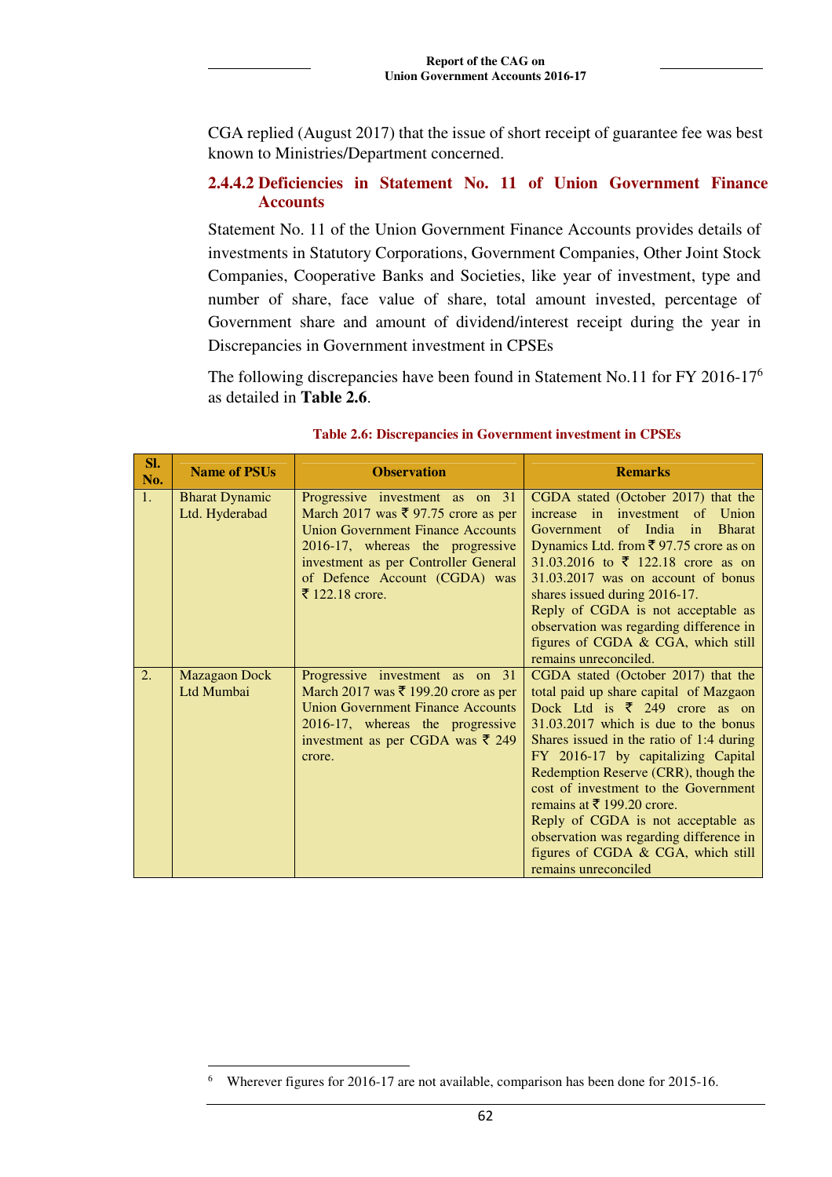CGA replied (August 2017) that the issue of short receipt of guarantee fee was best known to Ministries/Department concerned.

### 2.4.4.2 Deficiencies in Statement No. 11 of Union Government Finance Accounts

Statement No. 11 of the Union Government Finance Accounts provides details of investments in Statutory Corporations, Government Companies, Other Joint Stock Companies, Cooperative Banks and Societies, like year of investment, type and number of share, face value of share, total amount invested, percentage of Government share and amount of dividend/interest receipt during the year in Discrepancies in Government investment in CPSEs

The following discrepancies have been found in Statement No.11 for FY 2016-17[6] as detailed in **Table 2.6**.

**Table 2.6: Discrepancies in Government investment in CPSEs**

| Sl. No. | Name of PSUs | Observation | Remarks |
|---|---|---|---|
| 1. | Bharat Dynamic Ltd. Hyderabad | Progressive investment as on 31 March 2017 was ₹ 97.75 crore as per Union Government Finance Accounts 2016-17, whereas the progressive investment as per Controller General of Defence Account (CGDA) was ₹ 122.18 crore. | CGDA stated (October 2017) that the increase in investment of Union Government of India in Bharat Dynamics Ltd. from ₹ 97.75 crore as on 31.03.2016 to ₹ 122.18 crore as on 31.03.2017 was on account of bonus shares issued during 2016-17.<br>Reply of CGDA is not acceptable as observation was regarding difference in figures of CGDA & CGA, which still remains unreconciled. |
| 2. | Mazagaon Dock Ltd Mumbai | Progressive investment as on 31 March 2017 was ₹ 199.20 crore as per Union Government Finance Accounts 2016-17, whereas the progressive investment as per CGDA was ₹ 249 crore. | CGDA stated (October 2017) that the total paid up share capital of Mazgaon Dock Ltd is ₹ 249 crore as on 31.03.2017 which is due to the bonus Shares issued in the ratio of 1:4 during FY 2016-17 by capitalizing Capital Redemption Reserve (CRR), though the cost of investment to the Government remains at ₹ 199.20 crore.<br>Reply of CGDA is not acceptable as observation was regarding difference in figures of CGDA & CGA, which still remains unreconciled |

[6] Wherever figures for 2016-17 are not available, comparison has been done for 2015-16.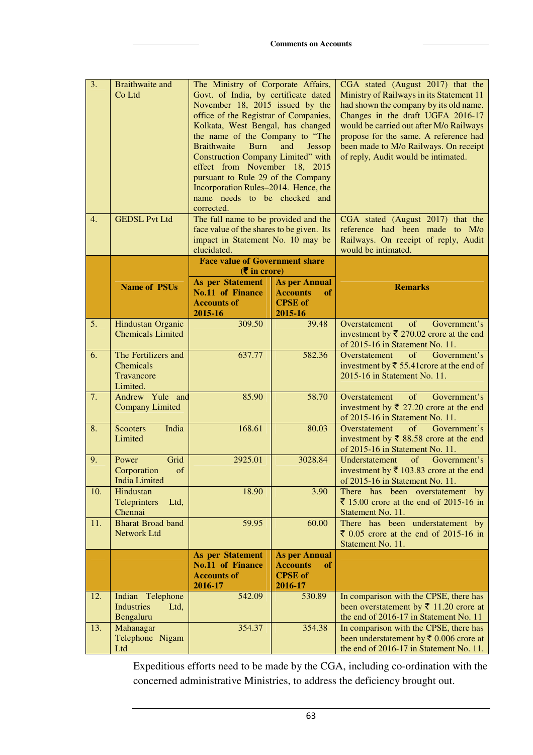| 3. | Braithwaite and Co Ltd | The Ministry of Corporate Affairs, Govt. of India, by certificate dated November 18, 2015 issued by the office of the Registrar of Companies, Kolkata, West Bengal, has changed the name of the Company to "The Braithwaite Burn and Jessop Construction Company Limited" with effect from November 18, 2015 pursuant to Rule 29 of the Company Incorporation Rules–2014. Hence, the name needs to be checked and corrected. | | CGA stated (August 2017) that the Ministry of Railways in its Statement 11 had shown the company by its old name. Changes in the draft UGFA 2016-17 would be carried out after M/o Railways propose for the same. A reference had been made to M/o Railways. On receipt of reply, Audit would be intimated. |
|---|---|---|---|---|
| 4. | GEDSL Pvt Ltd | The full name to be provided and the face value of the shares to be given. Its impact in Statement No. 10 may be elucidated. | | CGA stated (August 2017) that the reference had been made to M/o Railways. On receipt of reply, Audit would be intimated. |
| | **Name of PSUs** | **Face value of Government share (₹ in crore)** | | **Remarks** |
| | | **As per Statement No.11 of Finance Accounts of 2015-16** | **As per Annual Accounts of CPSE of 2015-16** | |
| 5. | Hindustan Organic Chemicals Limited | 309.50 | 39.48 | Overstatement of Government's investment by ₹ 270.02 crore at the end of 2015-16 in Statement No. 11. |
| 6. | The Fertilizers and Chemicals Travancore Limited. | 637.77 | 582.36 | Overstatement of Government's investment by ₹ 55.41crore at the end of 2015-16 in Statement No. 11. |
| 7. | Andrew Yule and Company Limited | 85.90 | 58.70 | Overstatement of Government's investment by ₹ 27.20 crore at the end of 2015-16 in Statement No. 11. |
| 8. | Scooters India Limited | 168.61 | 80.03 | Overstatement of Government's investment by ₹ 88.58 crore at the end of 2015-16 in Statement No. 11. |
| 9. | Power Grid Corporation of India Limited | 2925.01 | 3028.84 | Understatement of Government's investment by ₹ 103.83 crore at the end of 2015-16 in Statement No. 11. |
| 10. | Hindustan Teleprinters Ltd, Chennai | 18.90 | 3.90 | There has been overstatement by ₹ 15.00 crore at the end of 2015-16 in Statement No. 11. |
| 11. | Bharat Broad band Network Ltd | 59.95 | 60.00 | There has been understatement by ₹ 0.05 crore at the end of 2015-16 in Statement No. 11. |
| | | **As per Statement No.11 of Finance Accounts of 2016-17** | **As per Annual Accounts of CPSE of 2016-17** | |
| 12. | Indian Telephone Industries Ltd, Bengaluru | 542.09 | 530.89 | In comparison with the CPSE, there has been overstatement by ₹ 11.20 crore at the end of 2016-17 in Statement No. 11 |
| 13. | Mahanagar Telephone Nigam Ltd | 354.37 | 354.38 | In comparison with the CPSE, there has been understatement by ₹ 0.006 crore at the end of 2016-17 in Statement No. 11. |

Expeditious efforts need to be made by the CGA, including co-ordination with the concerned administrative Ministries, to address the deficiency brought out.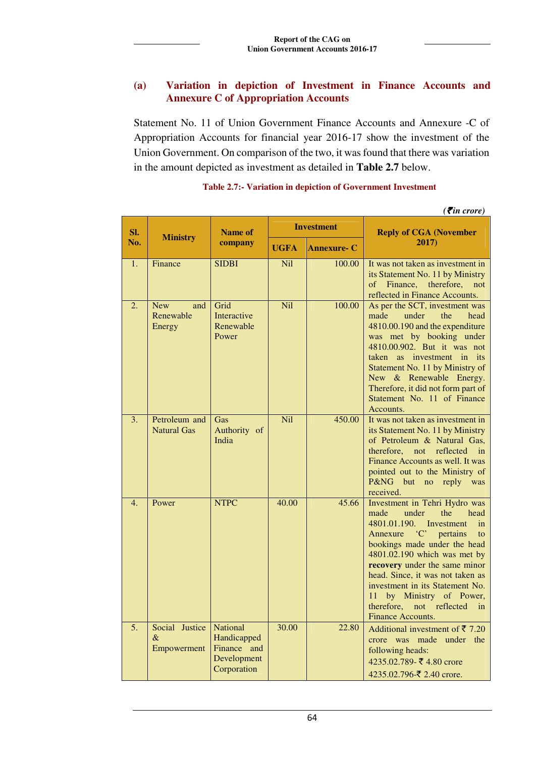## (a) Variation in depiction of Investment in Finance Accounts and Annexure C of Appropriation Accounts

Statement No. 11 of Union Government Finance Accounts and Annexure -C of Appropriation Accounts for financial year 2016-17 show the investment of the Union Government. On comparison of the two, it was found that there was variation in the amount depicted as investment as detailed in **Table 2.7** below.

**Table 2.7:- Variation in depiction of Government Investment**

*(₹in crore)*

| Sl. No. | Ministry | Name of company | Investment | | Reply of CGA (November 2017) |
|---|---|---|---|---|---|
| | | | UGFA | Annexure- C | |
| 1. | Finance | SIDBI | Nil | 100.00 | It was not taken as investment in its Statement No. 11 by Ministry of Finance, therefore, not reflected in Finance Accounts. |
| 2. | New and Renewable Energy | Grid Interactive Renewable Power | Nil | 100.00 | As per the SCT, investment was made under the head 4810.00.190 and the expenditure was met by booking under 4810.00.902. But it was not taken as investment in its Statement No. 11 by Ministry of New & Renewable Energy. Therefore, it did not form part of Statement No. 11 of Finance Accounts. |
| 3. | Petroleum and Natural Gas | Gas Authority of India | Nil | 450.00 | It was not taken as investment in its Statement No. 11 by Ministry of Petroleum & Natural Gas, therefore, not reflected in Finance Accounts as well. It was pointed out to the Ministry of P&NG but no reply was received. |
| 4. | Power | NTPC | 40.00 | 45.66 | Investment in Tehri Hydro was made under the head 4801.01.190. Investment in Annexure 'C' pertains to bookings made under the head 4801.02.190 which was met by **recovery** under the same minor head. Since, it was not taken as investment in its Statement No. 11 by Ministry of Power, therefore, not reflected in Finance Accounts. |
| 5. | Social Justice & Empowerment | National Handicapped Finance and Development Corporation | 30.00 | 22.80 | Additional investment of ₹ 7.20 crore was made under the following heads:<br>4235.02.789- ₹ 4.80 crore<br>4235.02.796-₹ 2.40 crore. |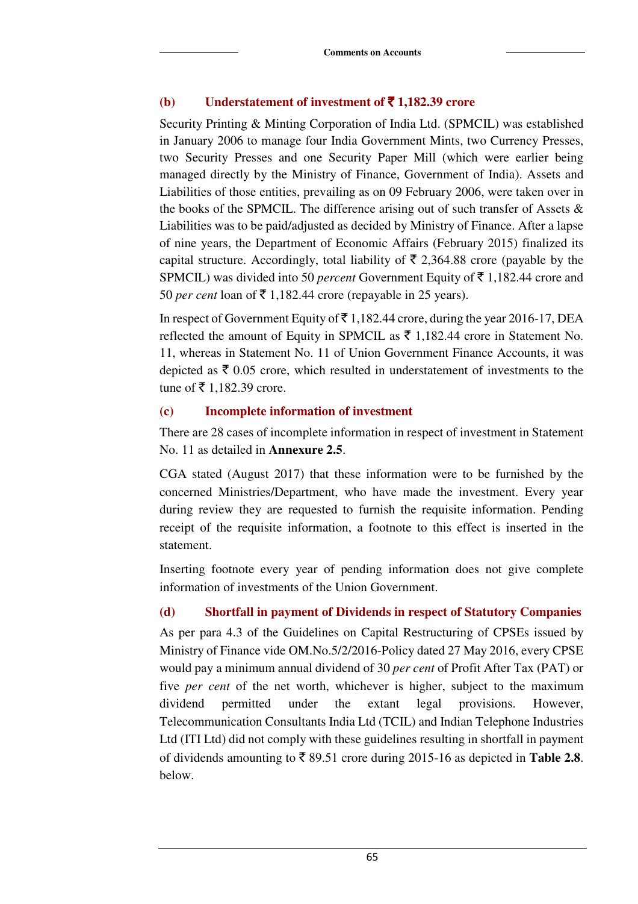### (b) Understatement of investment of ₹ 1,182.39 crore

Security Printing & Minting Corporation of India Ltd. (SPMCIL) was established in January 2006 to manage four India Government Mints, two Currency Presses, two Security Presses and one Security Paper Mill (which were earlier being managed directly by the Ministry of Finance, Government of India). Assets and Liabilities of those entities, prevailing as on 09 February 2006, were taken over in the books of the SPMCIL. The difference arising out of such transfer of Assets & Liabilities was to be paid/adjusted as decided by Ministry of Finance. After a lapse of nine years, the Department of Economic Affairs (February 2015) finalized its capital structure. Accordingly, total liability of ₹ 2,364.88 crore (payable by the SPMCIL) was divided into 50 *percent* Government Equity of ₹ 1,182.44 crore and 50 *per cent* loan of ₹ 1,182.44 crore (repayable in 25 years).

In respect of Government Equity of ₹ 1,182.44 crore, during the year 2016-17, DEA reflected the amount of Equity in SPMCIL as ₹ 1,182.44 crore in Statement No. 11, whereas in Statement No. 11 of Union Government Finance Accounts, it was depicted as ₹ 0.05 crore, which resulted in understatement of investments to the tune of ₹ 1,182.39 crore.

### (c) Incomplete information of investment

There are 28 cases of incomplete information in respect of investment in Statement No. 11 as detailed in **Annexure 2.5**.

CGA stated (August 2017) that these information were to be furnished by the concerned Ministries/Department, who have made the investment. Every year during review they are requested to furnish the requisite information. Pending receipt of the requisite information, a footnote to this effect is inserted in the statement.

Inserting footnote every year of pending information does not give complete information of investments of the Union Government.

### (d) Shortfall in payment of Dividends in respect of Statutory Companies

As per para 4.3 of the Guidelines on Capital Restructuring of CPSEs issued by Ministry of Finance vide OM.No.5/2/2016-Policy dated 27 May 2016, every CPSE would pay a minimum annual dividend of 30 *per cent* of Profit After Tax (PAT) or five *per cent* of the net worth, whichever is higher, subject to the maximum dividend permitted under the extant legal provisions. However, Telecommunication Consultants India Ltd (TCIL) and Indian Telephone Industries Ltd (ITI Ltd) did not comply with these guidelines resulting in shortfall in payment of dividends amounting to ₹ 89.51 crore during 2015-16 as depicted in **Table 2.8**. below.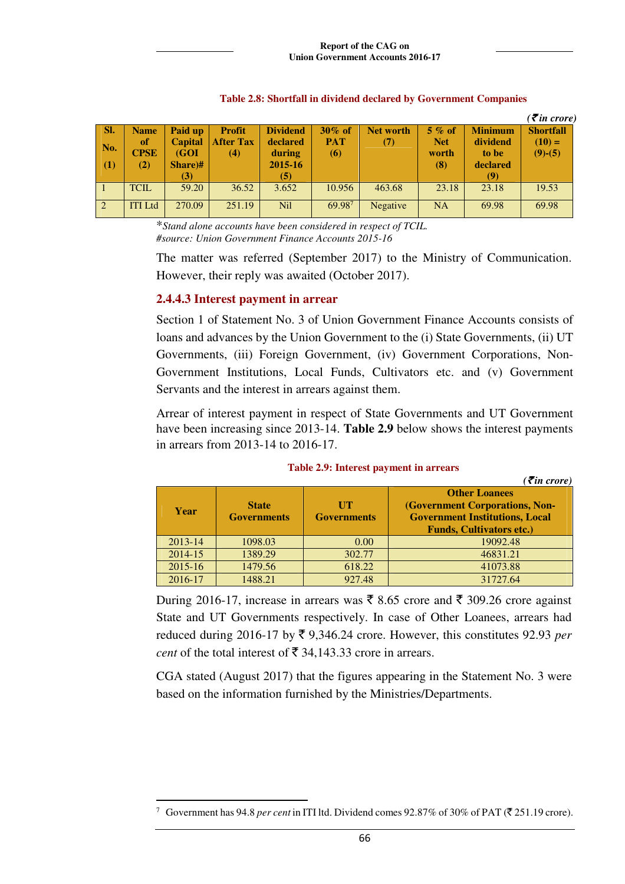**Table 2.8: Shortfall in dividend declared by Government Companies**

*(₹ in crore)*

| Sl. No. (1) | Name of CPSE (2) | Paid up Capital (GOI Share)# (3) | Profit After Tax (4) | Dividend declared during 2015-16 (5) | 30% of PAT (6) | Net worth (7) | 5 % of Net worth (8) | Minimum dividend to be declared (9) | Shortfall (10) = (9)-(5) |
|---|---|---|---|---|---|---|---|---|---|
| 1 | TCIL | 59.20 | 36.52 | 3.652 | 10.956 | 463.68 | 23.18 | 23.18 | 19.53 |
| 2 | ITI Ltd | 270.09 | 251.19 | Nil | 69.98[7] | Negative | NA | 69.98 | 69.98 |

\**Stand alone accounts have been considered in respect of TCIL.*
*#source: Union Government Finance Accounts 2015-16*

The matter was referred (September 2017) to the Ministry of Communication. However, their reply was awaited (October 2017).

### 2.4.4.3 Interest payment in arrear

Section 1 of Statement No. 3 of Union Government Finance Accounts consists of loans and advances by the Union Government to the (i) State Governments, (ii) UT Governments, (iii) Foreign Government, (iv) Government Corporations, Non-Government Institutions, Local Funds, Cultivators etc. and (v) Government Servants and the interest in arrears against them.

Arrear of interest payment in respect of State Governments and UT Government have been increasing since 2013-14. **Table 2.9** below shows the interest payments in arrears from 2013-14 to 2016-17.

**Table 2.9: Interest payment in arrears**

*(₹ in crore)*

| Year | State Governments | UT Governments | Other Loanees (Government Corporations, Non-Government Institutions, Local Funds, Cultivators etc.) |
|---|---|---|---|
| 2013-14 | 1098.03 | 0.00 | 19092.48 |
| 2014-15 | 1389.29 | 302.77 | 46831.21 |
| 2015-16 | 1479.56 | 618.22 | 41073.88 |
| 2016-17 | 1488.21 | 927.48 | 31727.64 |

During 2016-17, increase in arrears was ₹ 8.65 crore and ₹ 309.26 crore against State and UT Governments respectively. In case of Other Loanees, arrears had reduced during 2016-17 by ₹ 9,346.24 crore. However, this constitutes 92.93 *per cent* of the total interest of ₹ 34,143.33 crore in arrears.

CGA stated (August 2017) that the figures appearing in the Statement No. 3 were based on the information furnished by the Ministries/Departments.

[7] Government has 94.8 *per cent* in ITI ltd. Dividend comes 92.87% of 30% of PAT (₹ 251.19 crore).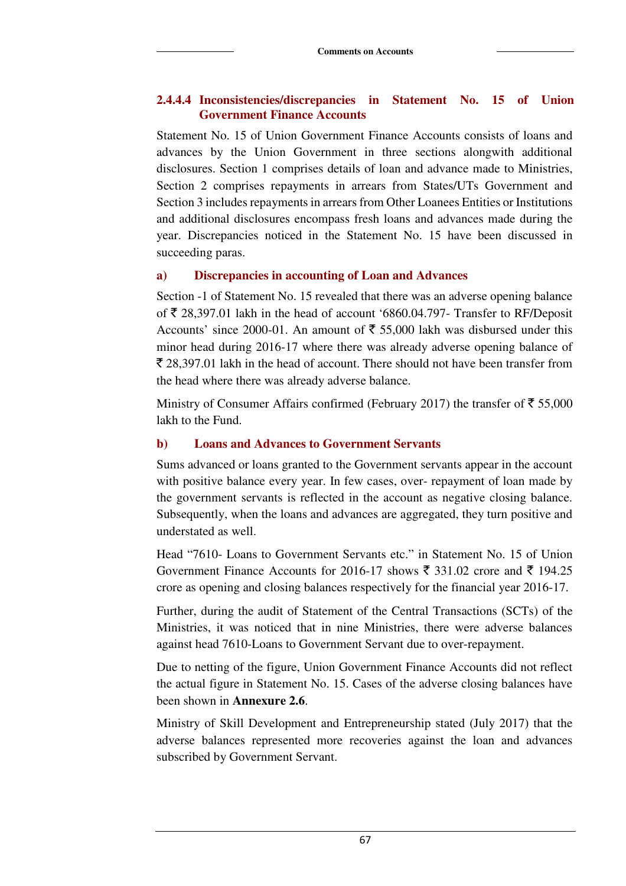#### 2.4.4.4 Inconsistencies/discrepancies in Statement No. 15 of Union Government Finance Accounts

Statement No. 15 of Union Government Finance Accounts consists of loans and advances by the Union Government in three sections alongwith additional disclosures. Section 1 comprises details of loan and advance made to Ministries, Section 2 comprises repayments in arrears from States/UTs Government and Section 3 includes repayments in arrears from Other Loanees Entities or Institutions and additional disclosures encompass fresh loans and advances made during the year. Discrepancies noticed in the Statement No. 15 have been discussed in succeeding paras.

**a) Discrepancies in accounting of Loan and Advances**

Section -1 of Statement No. 15 revealed that there was an adverse opening balance of ₹ 28,397.01 lakh in the head of account ‘6860.04.797- Transfer to RF/Deposit Accounts’ since 2000-01. An amount of ₹ 55,000 lakh was disbursed under this minor head during 2016-17 where there was already adverse opening balance of ₹ 28,397.01 lakh in the head of account. There should not have been transfer from the head where there was already adverse balance.

Ministry of Consumer Affairs confirmed (February 2017) the transfer of ₹ 55,000 lakh to the Fund.

**b) Loans and Advances to Government Servants**

Sums advanced or loans granted to the Government servants appear in the account with positive balance every year. In few cases, over- repayment of loan made by the government servants is reflected in the account as negative closing balance. Subsequently, when the loans and advances are aggregated, they turn positive and understated as well.

Head “7610- Loans to Government Servants etc.” in Statement No. 15 of Union Government Finance Accounts for 2016-17 shows ₹ 331.02 crore and ₹ 194.25 crore as opening and closing balances respectively for the financial year 2016-17.

Further, during the audit of Statement of the Central Transactions (SCTs) of the Ministries, it was noticed that in nine Ministries, there were adverse balances against head 7610-Loans to Government Servant due to over-repayment.

Due to netting of the figure, Union Government Finance Accounts did not reflect the actual figure in Statement No. 15. Cases of the adverse closing balances have been shown in **Annexure 2.6**.

Ministry of Skill Development and Entrepreneurship stated (July 2017) that the adverse balances represented more recoveries against the loan and advances subscribed by Government Servant.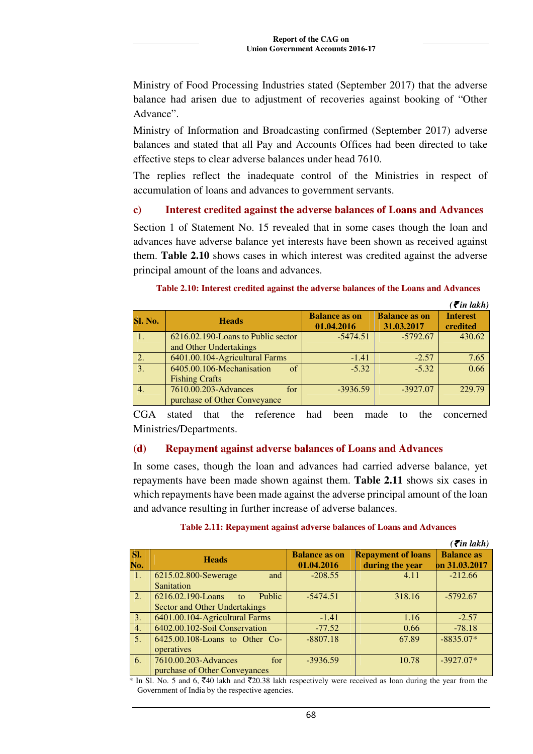Ministry of Food Processing Industries stated (September 2017) that the adverse balance had arisen due to adjustment of recoveries against booking of "Other Advance".

Ministry of Information and Broadcasting confirmed (September 2017) adverse balances and stated that all Pay and Accounts Offices had been directed to take effective steps to clear adverse balances under head 7610.

The replies reflect the inadequate control of the Ministries in respect of accumulation of loans and advances to government servants.

### c) Interest credited against the adverse balances of Loans and Advances

Section 1 of Statement No. 15 revealed that in some cases though the loan and advances have adverse balance yet interests have been shown as received against them. **Table 2.10** shows cases in which interest was credited against the adverse principal amount of the loans and advances.

**Table 2.10: Interest credited against the adverse balances of the Loans and Advances**

*(₹in lakh)*

| Sl. No. | Heads | Balance as on 01.04.2016 | Balance as on 31.03.2017 | Interest credited |
|---|---|---|---|---|
| 1. | 6216.02.190-Loans to Public sector and Other Undertakings | -5474.51 | -5792.67 | 430.62 |
| 2. | 6401.00.104-Agricultural Farms | -1.41 | -2.57 | 7.65 |
| 3. | 6405.00.106-Mechanisation of Fishing Crafts | -5.32 | -5.32 | 0.66 |
| 4. | 7610.00.203-Advances for purchase of Other Conveyance | -3936.59 | -3927.07 | 229.79 |

CGA stated that the reference had been made to the concerned Ministries/Departments.

### (d) Repayment against adverse balances of Loans and Advances

In some cases, though the loan and advances had carried adverse balance, yet repayments have been made shown against them. **Table 2.11** shows six cases in which repayments have been made against the adverse principal amount of the loan and advance resulting in further increase of adverse balances.

**Table 2.11: Repayment against adverse balances of Loans and Advances**

*(₹in lakh)*

| Sl. No. | Heads | Balance as on 01.04.2016 | Repayment of loans during the year | Balance as on 31.03.2017 |
|---|---|---|---|---|
| 1. | 6215.02.800-Sewerage and Sanitation | -208.55 | 4.11 | -212.66 |
| 2. | 6216.02.190-Loans to Public Sector and Other Undertakings | -5474.51 | 318.16 | -5792.67 |
| 3. | 6401.00.104-Agricultural Farms | -1.41 | 1.16 | -2.57 |
| 4. | 6402.00.102-Soil Conservation | -77.52 | 0.66 | -78.18 |
| 5. | 6425.00.108-Loans to Other Co-operatives | -8807.18 | 67.89 | -8835.07* |
| 6. | 7610.00.203-Advances for purchase of Other Conveyances | -3936.59 | 10.78 | -3927.07* |

\* In Sl. No. 5 and 6, ₹40 lakh and ₹20.38 lakh respectively were received as loan during the year from the Government of India by the respective agencies.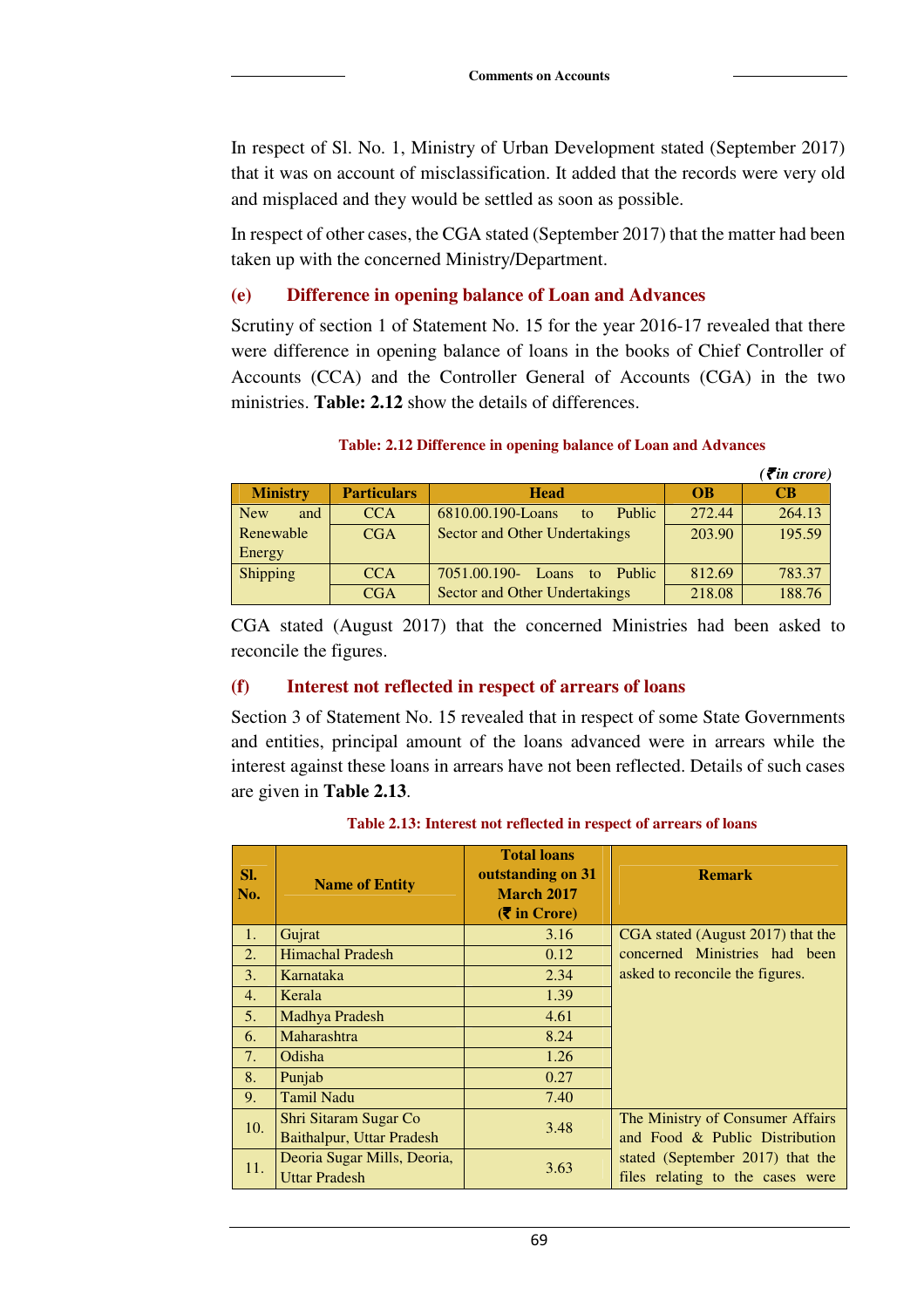In respect of Sl. No. 1, Ministry of Urban Development stated (September 2017) that it was on account of misclassification. It added that the records were very old and misplaced and they would be settled as soon as possible.

In respect of other cases, the CGA stated (September 2017) that the matter had been taken up with the concerned Ministry/Department.

### (e) Difference in opening balance of Loan and Advances

Scrutiny of section 1 of Statement No. 15 for the year 2016-17 revealed that there were difference in opening balance of loans in the books of Chief Controller of Accounts (CCA) and the Controller General of Accounts (CGA) in the two ministries. **Table: 2.12** show the details of differences.

**Table: 2.12 Difference in opening balance of Loan and Advances**

*(₹in crore)*

| Ministry | Particulars | Head | OB | CB |
|---|---|---|---|---|
| New and Renewable Energy | CCA | 6810.00.190-Loans to Public Sector and Other Undertakings | 272.44 | 264.13 |
| | CGA | | 203.90 | 195.59 |
| Shipping | CCA | 7051.00.190- Loans to Public Sector and Other Undertakings | 812.69 | 783.37 |
| | CGA | | 218.08 | 188.76 |

CGA stated (August 2017) that the concerned Ministries had been asked to reconcile the figures.

### (f) Interest not reflected in respect of arrears of loans

Section 3 of Statement No. 15 revealed that in respect of some State Governments and entities, principal amount of the loans advanced were in arrears while the interest against these loans in arrears have not been reflected. Details of such cases are given in **Table 2.13**.

**Table 2.13: Interest not reflected in respect of arrears of loans**

| Sl. No. | Name of Entity | Total loans outstanding on 31 March 2017 (₹ in Crore) | Remark |
|---|---|---|---|
| 1. | Gujrat | 3.16 | CGA stated (August 2017) that the concerned Ministries had been asked to reconcile the figures. |
| 2. | Himachal Pradesh | 0.12 | |
| 3. | Karnataka | 2.34 | |
| 4. | Kerala | 1.39 | |
| 5. | Madhya Pradesh | 4.61 | |
| 6. | Maharashtra | 8.24 | |
| 7. | Odisha | 1.26 | |
| 8. | Punjab | 0.27 | |
| 9. | Tamil Nadu | 7.40 | |
| 10. | Shri Sitaram Sugar Co Baithalpur, Uttar Pradesh | 3.48 | The Ministry of Consumer Affairs and Food & Public Distribution stated (September 2017) that the files relating to the cases were |
| 11. | Deoria Sugar Mills, Deoria, Uttar Pradesh | 3.63 | |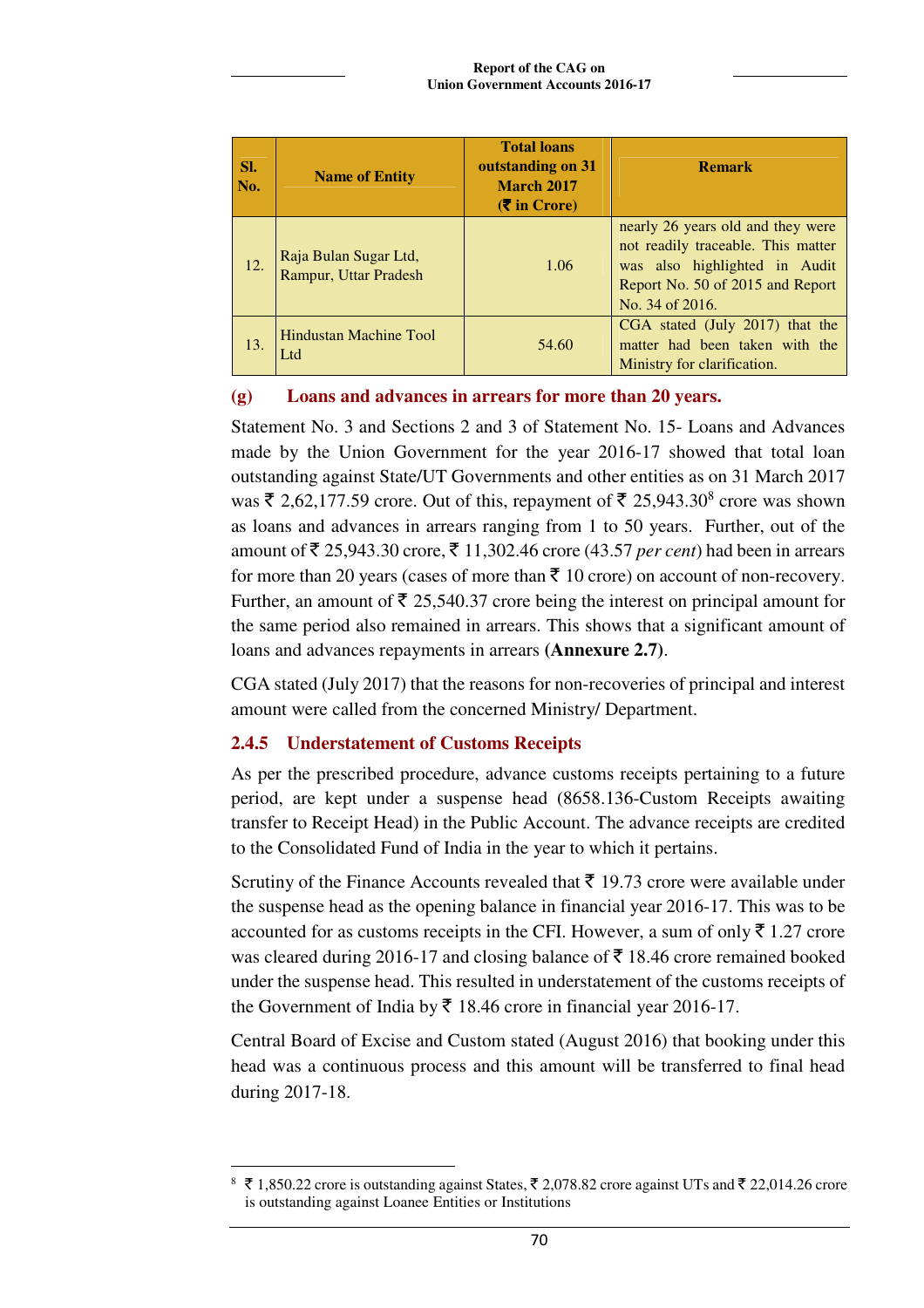| Sl. No. | Name of Entity | Total loans outstanding on 31 March 2017 (₹ in Crore) | Remark |
|---|---|---|---|
| 12. | Raja Bulan Sugar Ltd, Rampur, Uttar Pradesh | 1.06 | nearly 26 years old and they were not readily traceable. This matter was also highlighted in Audit Report No. 50 of 2015 and Report No. 34 of 2016. |
| 13. | Hindustan Machine Tool Ltd | 54.60 | CGA stated (July 2017) that the matter had been taken with the Ministry for clarification. |

#### (g) Loans and advances in arrears for more than 20 years.

Statement No. 3 and Sections 2 and 3 of Statement No. 15- Loans and Advances made by the Union Government for the year 2016-17 showed that total loan outstanding against State/UT Governments and other entities as on 31 March 2017 was ₹ 2,62,177.59 crore. Out of this, repayment of ₹ 25,943.30[8] crore was shown as loans and advances in arrears ranging from 1 to 50 years. Further, out of the amount of ₹ 25,943.30 crore, ₹ 11,302.46 crore (43.57 *per cent*) had been in arrears for more than 20 years (cases of more than ₹ 10 crore) on account of non-recovery. Further, an amount of ₹ 25,540.37 crore being the interest on principal amount for the same period also remained in arrears. This shows that a significant amount of loans and advances repayments in arrears **(Annexure 2.7)**.

CGA stated (July 2017) that the reasons for non-recoveries of principal and interest amount were called from the concerned Ministry/ Department.

### 2.4.5 Understatement of Customs Receipts

As per the prescribed procedure, advance customs receipts pertaining to a future period, are kept under a suspense head (8658.136-Custom Receipts awaiting transfer to Receipt Head) in the Public Account. The advance receipts are credited to the Consolidated Fund of India in the year to which it pertains.

Scrutiny of the Finance Accounts revealed that ₹ 19.73 crore were available under the suspense head as the opening balance in financial year 2016-17. This was to be accounted for as customs receipts in the CFI. However, a sum of only ₹ 1.27 crore was cleared during 2016-17 and closing balance of ₹ 18.46 crore remained booked under the suspense head. This resulted in understatement of the customs receipts of the Government of India by ₹ 18.46 crore in financial year 2016-17.

Central Board of Excise and Custom stated (August 2016) that booking under this head was a continuous process and this amount will be transferred to final head during 2017-18.

[8] ₹ 1,850.22 crore is outstanding against States, ₹ 2,078.82 crore against UTs and ₹ 22,014.26 crore is outstanding against Loanee Entities or Institutions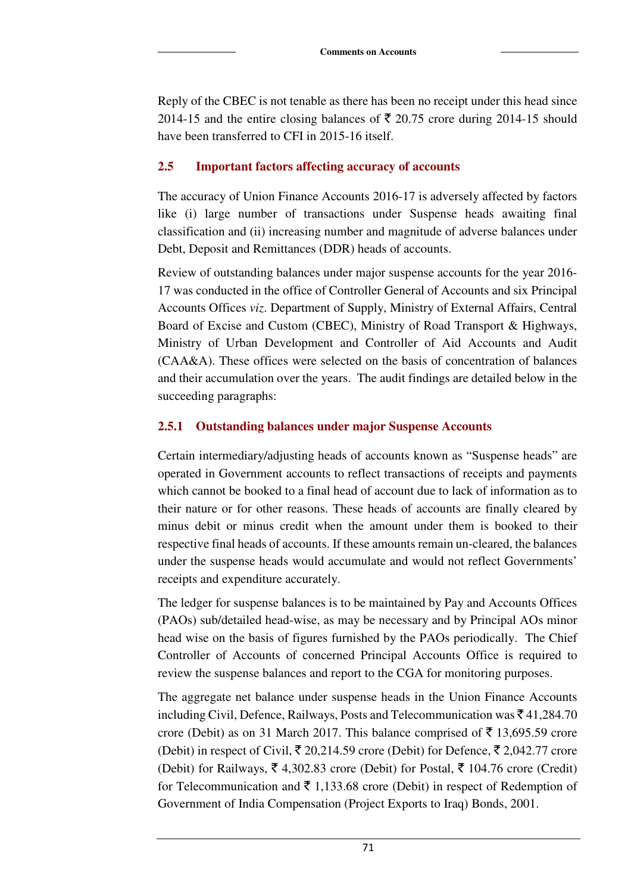Reply of the CBEC is not tenable as there has been no receipt under this head since 2014-15 and the entire closing balances of ₹ 20.75 crore during 2014-15 should have been transferred to CFI in 2015-16 itself.

## 2.5 Important factors affecting accuracy of accounts

The accuracy of Union Finance Accounts 2016-17 is adversely affected by factors like (i) large number of transactions under Suspense heads awaiting final classification and (ii) increasing number and magnitude of adverse balances under Debt, Deposit and Remittances (DDR) heads of accounts.

Review of outstanding balances under major suspense accounts for the year 2016-17 was conducted in the office of Controller General of Accounts and six Principal Accounts Offices *viz*. Department of Supply, Ministry of External Affairs, Central Board of Excise and Custom (CBEC), Ministry of Road Transport & Highways, Ministry of Urban Development and Controller of Aid Accounts and Audit (CAA&A). These offices were selected on the basis of concentration of balances and their accumulation over the years. The audit findings are detailed below in the succeeding paragraphs:

### 2.5.1 Outstanding balances under major Suspense Accounts

Certain intermediary/adjusting heads of accounts known as "Suspense heads" are operated in Government accounts to reflect transactions of receipts and payments which cannot be booked to a final head of account due to lack of information as to their nature or for other reasons. These heads of accounts are finally cleared by minus debit or minus credit when the amount under them is booked to their respective final heads of accounts. If these amounts remain un-cleared, the balances under the suspense heads would accumulate and would not reflect Governments' receipts and expenditure accurately.

The ledger for suspense balances is to be maintained by Pay and Accounts Offices (PAOs) sub/detailed head-wise, as may be necessary and by Principal AOs minor head wise on the basis of figures furnished by the PAOs periodically. The Chief Controller of Accounts of concerned Principal Accounts Office is required to review the suspense balances and report to the CGA for monitoring purposes.

The aggregate net balance under suspense heads in the Union Finance Accounts including Civil, Defence, Railways, Posts and Telecommunication was ₹ 41,284.70 crore (Debit) as on 31 March 2017. This balance comprised of ₹ 13,695.59 crore (Debit) in respect of Civil, ₹ 20,214.59 crore (Debit) for Defence, ₹ 2,042.77 crore (Debit) for Railways, ₹ 4,302.83 crore (Debit) for Postal, ₹ 104.76 crore (Credit) for Telecommunication and ₹ 1,133.68 crore (Debit) in respect of Redemption of Government of India Compensation (Project Exports to Iraq) Bonds, 2001.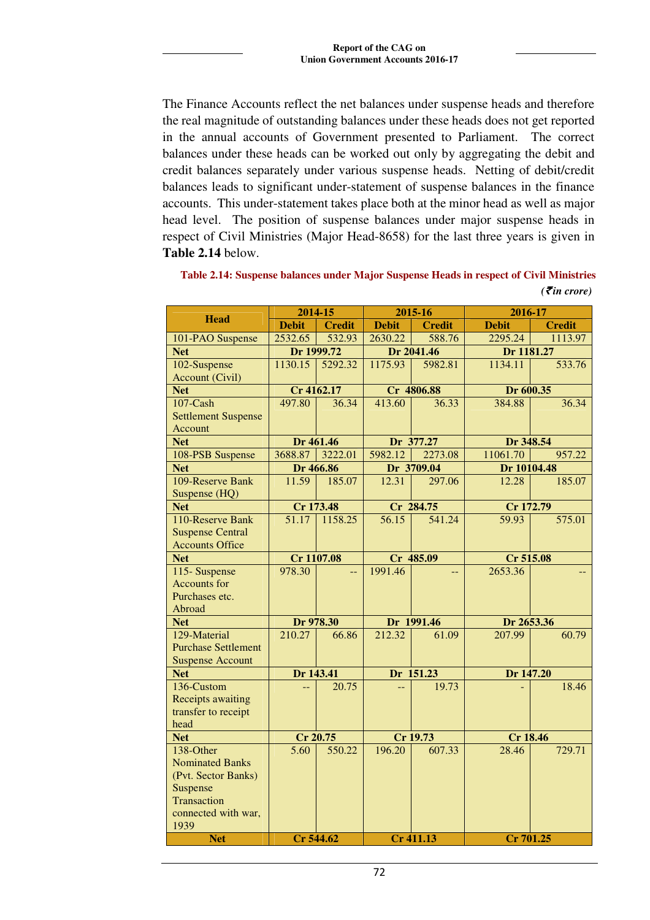The Finance Accounts reflect the net balances under suspense heads and therefore the real magnitude of outstanding balances under these heads does not get reported in the annual accounts of Government presented to Parliament. The correct balances under these heads can be worked out only by aggregating the debit and credit balances separately under various suspense heads. Netting of debit/credit balances leads to significant under-statement of suspense balances in the finance accounts. This under-statement takes place both at the minor head as well as major head level. The position of suspense balances under major suspense heads in respect of Civil Ministries (Major Head-8658) for the last three years is given in **Table 2.14** below.

**Table 2.14: Suspense balances under Major Suspense Heads in respect of Civil Ministries**

*(₹in crore)*

| Head | 2014-15 | | 2015-16 | | 2016-17 | |
|---|---|---|---|---|---|---|
| | Debit | Credit | Debit | Credit | Debit | Credit |
| 101-PAO Suspense | 2532.65 | 532.93 | 2630.22 | 588.76 | 2295.24 | 1113.97 |
| **Net** | **Dr 1999.72** | | **Dr 2041.46** | | **Dr 1181.27** | |
| 102-Suspense Account (Civil) | 1130.15 | 5292.32 | 1175.93 | 5982.81 | 1134.11 | 533.76 |
| **Net** | **Cr 4162.17** | | **Cr 4806.88** | | **Dr 600.35** | |
| 107-Cash Settlement Suspense Account | 497.80 | 36.34 | 413.60 | 36.33 | 384.88 | 36.34 |
| **Net** | **Dr 461.46** | | **Dr 377.27** | | **Dr 348.54** | |
| 108-PSB Suspense | 3688.87 | 3222.01 | 5982.12 | 2273.08 | 11061.70 | 957.22 |
| **Net** | **Dr 466.86** | | **Dr 3709.04** | | **Dr 10104.48** | |
| 109-Reserve Bank Suspense (HQ) | 11.59 | 185.07 | 12.31 | 297.06 | 12.28 | 185.07 |
| **Net** | **Cr 173.48** | | **Cr 284.75** | | **Cr 172.79** | |
| 110-Reserve Bank Suspense Central Accounts Office | 51.17 | 1158.25 | 56.15 | 541.24 | 59.93 | 575.01 |
| **Net** | **Cr 1107.08** | | **Cr 485.09** | | **Cr 515.08** | |
| 115- Suspense Accounts for Purchases etc. Abroad | 978.30 | -- | 1991.46 | -- | 2653.36 | -- |
| **Net** | **Dr 978.30** | | **Dr 1991.46** | | **Dr 2653.36** | |
| 129-Material Purchase Settlement Suspense Account | 210.27 | 66.86 | 212.32 | 61.09 | 207.99 | 60.79 |
| **Net** | **Dr 143.41** | | **Dr 151.23** | | **Dr 147.20** | |
| 136-Custom Receipts awaiting transfer to receipt head | -- | 20.75 | -- | 19.73 | - | 18.46 |
| **Net** | **Cr 20.75** | | **Cr 19.73** | | **Cr 18.46** | |
| 138-Other Nominated Banks (Pvt. Sector Banks) Suspense Transaction connected with war, 1939 | 5.60 | 550.22 | 196.20 | 607.33 | 28.46 | 729.71 |
| **Net** | **Cr 544.62** | | **Cr 411.13** | | **Cr 701.25** | |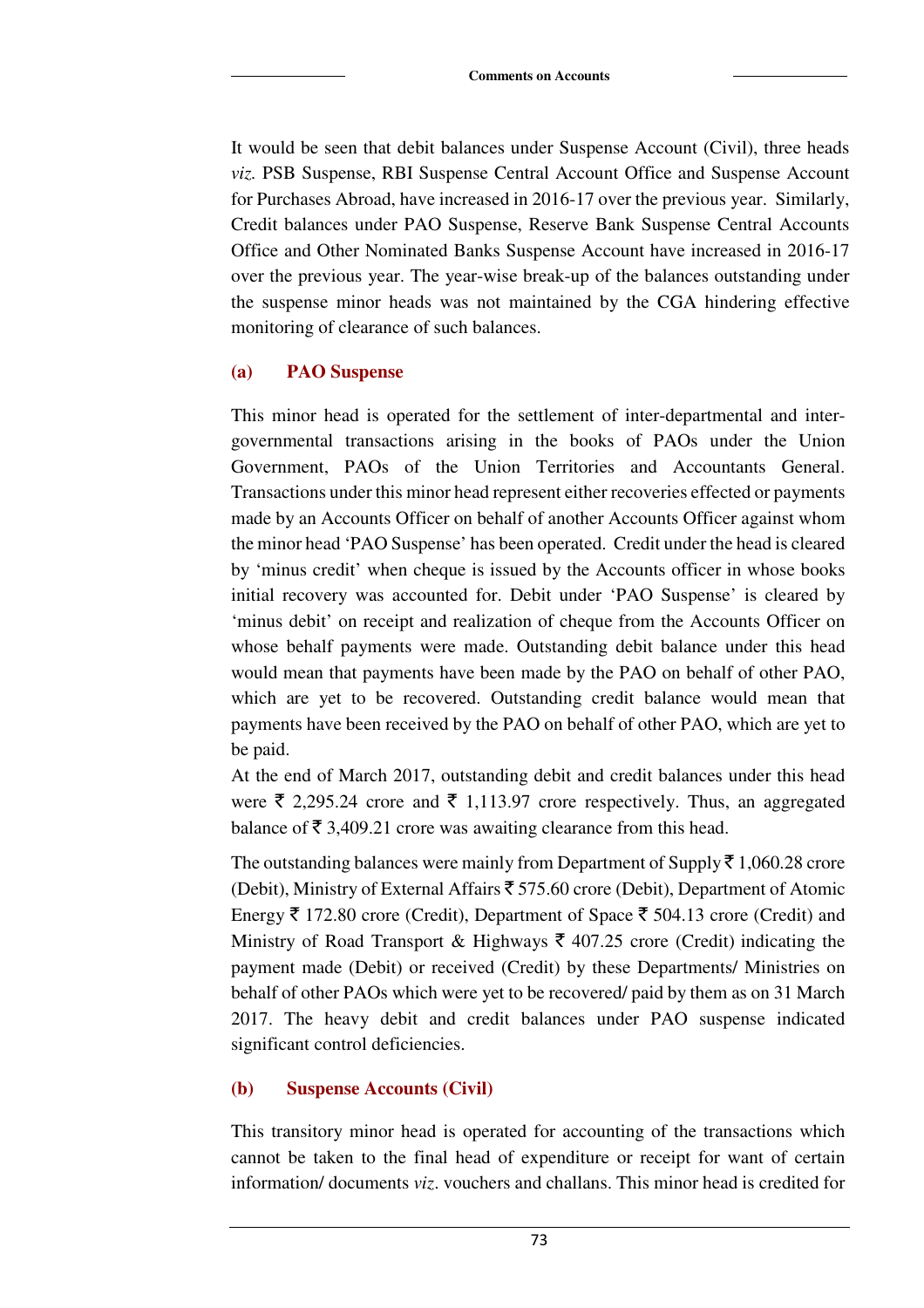It would be seen that debit balances under Suspense Account (Civil), three heads *viz.* PSB Suspense, RBI Suspense Central Account Office and Suspense Account for Purchases Abroad, have increased in 2016-17 over the previous year. Similarly, Credit balances under PAO Suspense, Reserve Bank Suspense Central Accounts Office and Other Nominated Banks Suspense Account have increased in 2016-17 over the previous year. The year-wise break-up of the balances outstanding under the suspense minor heads was not maintained by the CGA hindering effective monitoring of clearance of such balances.

### (a) PAO Suspense

This minor head is operated for the settlement of inter-departmental and inter-governmental transactions arising in the books of PAOs under the Union Government, PAOs of the Union Territories and Accountants General. Transactions under this minor head represent either recoveries effected or payments made by an Accounts Officer on behalf of another Accounts Officer against whom the minor head 'PAO Suspense' has been operated. Credit under the head is cleared by 'minus credit' when cheque is issued by the Accounts officer in whose books initial recovery was accounted for. Debit under 'PAO Suspense' is cleared by 'minus debit' on receipt and realization of cheque from the Accounts Officer on whose behalf payments were made. Outstanding debit balance under this head would mean that payments have been made by the PAO on behalf of other PAO, which are yet to be recovered. Outstanding credit balance would mean that payments have been received by the PAO on behalf of other PAO, which are yet to be paid.

At the end of March 2017, outstanding debit and credit balances under this head were ₹ 2,295.24 crore and ₹ 1,113.97 crore respectively. Thus, an aggregated balance of ₹ 3,409.21 crore was awaiting clearance from this head.

The outstanding balances were mainly from Department of Supply ₹ 1,060.28 crore (Debit), Ministry of External Affairs ₹ 575.60 crore (Debit), Department of Atomic Energy ₹ 172.80 crore (Credit), Department of Space ₹ 504.13 crore (Credit) and Ministry of Road Transport & Highways ₹ 407.25 crore (Credit) indicating the payment made (Debit) or received (Credit) by these Departments/ Ministries on behalf of other PAOs which were yet to be recovered/ paid by them as on 31 March 2017. The heavy debit and credit balances under PAO suspense indicated significant control deficiencies.

### (b) Suspense Accounts (Civil)

This transitory minor head is operated for accounting of the transactions which cannot be taken to the final head of expenditure or receipt for want of certain information/ documents *viz*. vouchers and challans. This minor head is credited for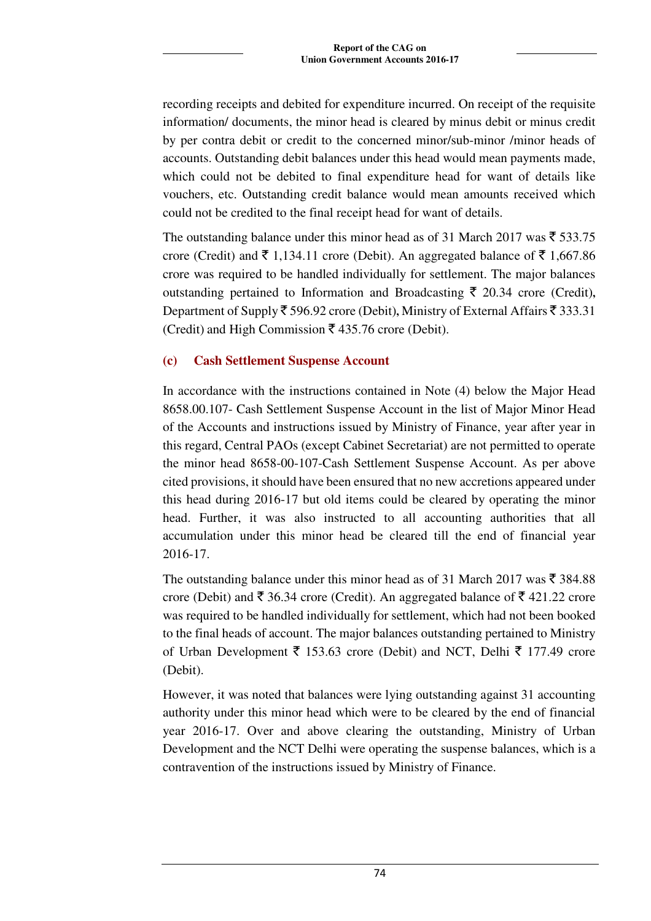recording receipts and debited for expenditure incurred. On receipt of the requisite information/ documents, the minor head is cleared by minus debit or minus credit by per contra debit or credit to the concerned minor/sub-minor /minor heads of accounts. Outstanding debit balances under this head would mean payments made, which could not be debited to final expenditure head for want of details like vouchers, etc. Outstanding credit balance would mean amounts received which could not be credited to the final receipt head for want of details.

The outstanding balance under this minor head as of 31 March 2017 was ₹ 533.75 crore (Credit) and ₹ 1,134.11 crore (Debit). An aggregated balance of ₹ 1,667.86 crore was required to be handled individually for settlement. The major balances outstanding pertained to Information and Broadcasting ₹ 20.34 crore (Credit), Department of Supply ₹ 596.92 crore (Debit), Ministry of External Affairs ₹ 333.31 (Credit) and High Commission ₹ 435.76 crore (Debit).

### (c) Cash Settlement Suspense Account

In accordance with the instructions contained in Note (4) below the Major Head 8658.00.107- Cash Settlement Suspense Account in the list of Major Minor Head of the Accounts and instructions issued by Ministry of Finance, year after year in this regard, Central PAOs (except Cabinet Secretariat) are not permitted to operate the minor head 8658-00-107-Cash Settlement Suspense Account. As per above cited provisions, it should have been ensured that no new accretions appeared under this head during 2016-17 but old items could be cleared by operating the minor head. Further, it was also instructed to all accounting authorities that all accumulation under this minor head be cleared till the end of financial year 2016-17.

The outstanding balance under this minor head as of 31 March 2017 was ₹ 384.88 crore (Debit) and ₹ 36.34 crore (Credit). An aggregated balance of ₹ 421.22 crore was required to be handled individually for settlement, which had not been booked to the final heads of account. The major balances outstanding pertained to Ministry of Urban Development ₹ 153.63 crore (Debit) and NCT, Delhi ₹ 177.49 crore (Debit).

However, it was noted that balances were lying outstanding against 31 accounting authority under this minor head which were to be cleared by the end of financial year 2016-17. Over and above clearing the outstanding, Ministry of Urban Development and the NCT Delhi were operating the suspense balances, which is a contravention of the instructions issued by Ministry of Finance.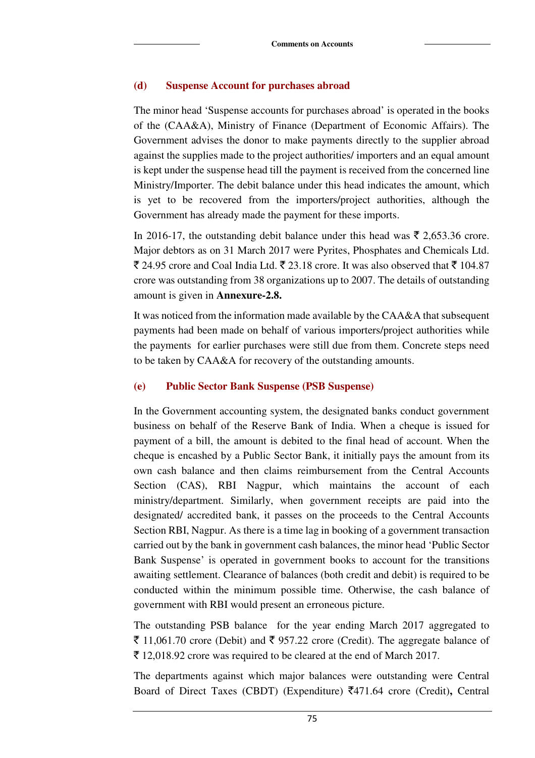### (d) Suspense Account for purchases abroad

The minor head 'Suspense accounts for purchases abroad' is operated in the books of the (CAA&A), Ministry of Finance (Department of Economic Affairs). The Government advises the donor to make payments directly to the supplier abroad against the supplies made to the project authorities/ importers and an equal amount is kept under the suspense head till the payment is received from the concerned line Ministry/Importer. The debit balance under this head indicates the amount, which is yet to be recovered from the importers/project authorities, although the Government has already made the payment for these imports.

In 2016-17, the outstanding debit balance under this head was ₹ 2,653.36 crore. Major debtors as on 31 March 2017 were Pyrites, Phosphates and Chemicals Ltd. ₹ 24.95 crore and Coal India Ltd. ₹ 23.18 crore. It was also observed that ₹ 104.87 crore was outstanding from 38 organizations up to 2007. The details of outstanding amount is given in **Annexure-2.8.**

It was noticed from the information made available by the CAA&A that subsequent payments had been made on behalf of various importers/project authorities while the payments for earlier purchases were still due from them. Concrete steps need to be taken by CAA&A for recovery of the outstanding amounts.

### (e) Public Sector Bank Suspense (PSB Suspense)

In the Government accounting system, the designated banks conduct government business on behalf of the Reserve Bank of India. When a cheque is issued for payment of a bill, the amount is debited to the final head of account. When the cheque is encashed by a Public Sector Bank, it initially pays the amount from its own cash balance and then claims reimbursement from the Central Accounts Section (CAS), RBI Nagpur, which maintains the account of each ministry/department. Similarly, when government receipts are paid into the designated/ accredited bank, it passes on the proceeds to the Central Accounts Section RBI, Nagpur. As there is a time lag in booking of a government transaction carried out by the bank in government cash balances, the minor head 'Public Sector Bank Suspense' is operated in government books to account for the transitions awaiting settlement. Clearance of balances (both credit and debit) is required to be conducted within the minimum possible time. Otherwise, the cash balance of government with RBI would present an erroneous picture.

The outstanding PSB balance for the year ending March 2017 aggregated to ₹ 11,061.70 crore (Debit) and ₹ 957.22 crore (Credit). The aggregate balance of ₹ 12,018.92 crore was required to be cleared at the end of March 2017.

The departments against which major balances were outstanding were Central Board of Direct Taxes (CBDT) (Expenditure) ₹471.64 crore (Credit)**,** Central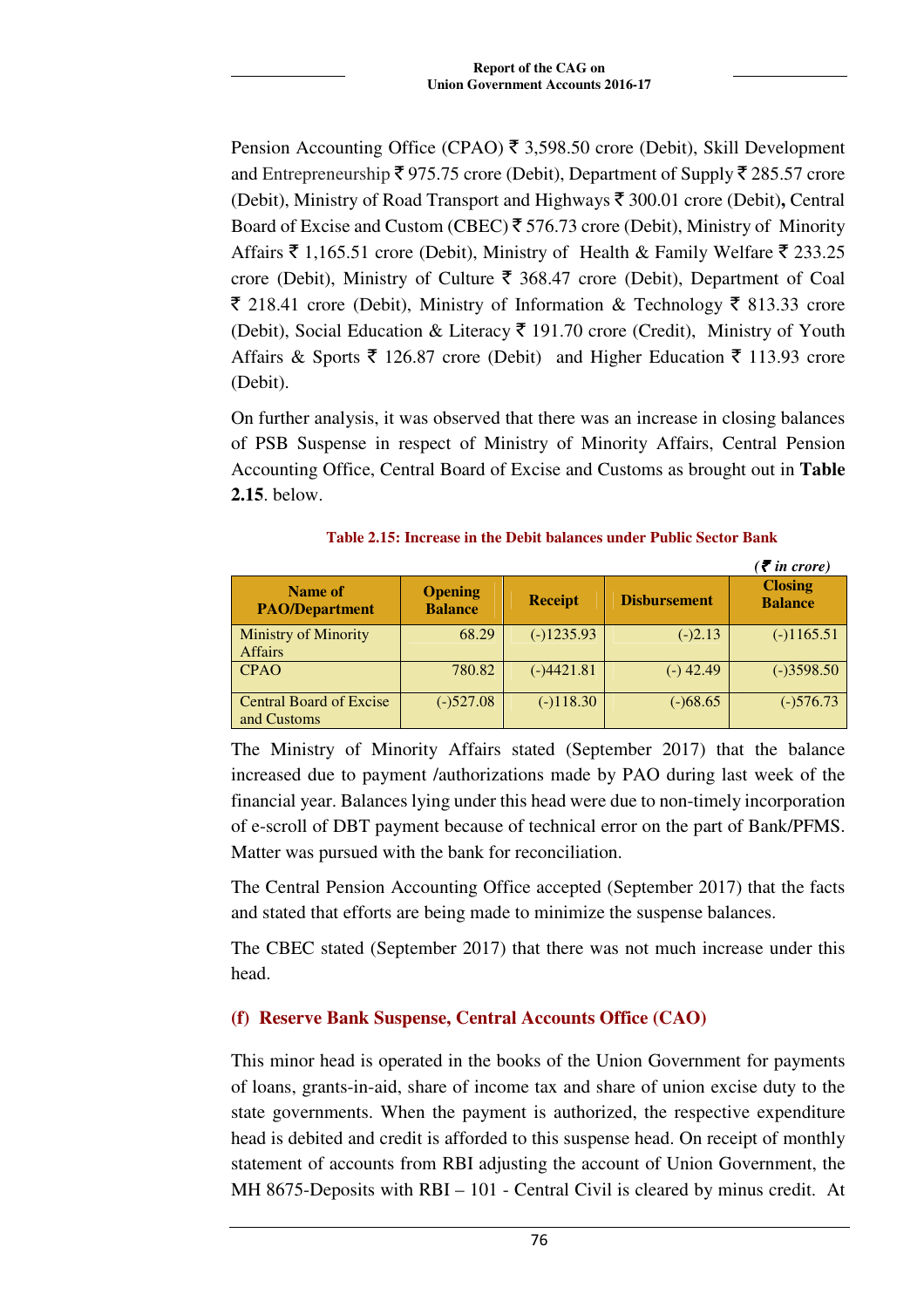Pension Accounting Office (CPAO) ₹ 3,598.50 crore (Debit), Skill Development and Entrepreneurship ₹ 975.75 crore (Debit), Department of Supply ₹ 285.57 crore (Debit), Ministry of Road Transport and Highways ₹ 300.01 crore (Debit)**,** Central Board of Excise and Custom (CBEC) ₹ 576.73 crore (Debit), Ministry of Minority Affairs ₹ 1,165.51 crore (Debit), Ministry of Health & Family Welfare ₹ 233.25 crore (Debit), Ministry of Culture ₹ 368.47 crore (Debit), Department of Coal ₹ 218.41 crore (Debit), Ministry of Information & Technology ₹ 813.33 crore (Debit), Social Education & Literacy ₹ 191.70 crore (Credit), Ministry of Youth Affairs & Sports ₹ 126.87 crore (Debit) and Higher Education ₹ 113.93 crore (Debit).

On further analysis, it was observed that there was an increase in closing balances of PSB Suspense in respect of Ministry of Minority Affairs, Central Pension Accounting Office, Central Board of Excise and Customs as brought out in **Table 2.15**. below.

**Table 2.15: Increase in the Debit balances under Public Sector Bank**

*(₹ in crore)*

| Name of PAO/Department | Opening Balance | Receipt | Disbursement | Closing Balance |
|---|---|---|---|---|
| Ministry of Minority Affairs | 68.29 | (-)1235.93 | (-)2.13 | (-)1165.51 |
| CPAO | 780.82 | (-)4421.81 | (-) 42.49 | (-)3598.50 |
| Central Board of Excise and Customs | (-)527.08 | (-)118.30 | (-)68.65 | (-)576.73 |

The Ministry of Minority Affairs stated (September 2017) that the balance increased due to payment /authorizations made by PAO during last week of the financial year. Balances lying under this head were due to non-timely incorporation of e-scroll of DBT payment because of technical error on the part of Bank/PFMS. Matter was pursued with the bank for reconciliation.

The Central Pension Accounting Office accepted (September 2017) that the facts and stated that efforts are being made to minimize the suspense balances.

The CBEC stated (September 2017) that there was not much increase under this head.

### (f) Reserve Bank Suspense, Central Accounts Office (CAO)

This minor head is operated in the books of the Union Government for payments of loans, grants-in-aid, share of income tax and share of union excise duty to the state governments. When the payment is authorized, the respective expenditure head is debited and credit is afforded to this suspense head. On receipt of monthly statement of accounts from RBI adjusting the account of Union Government, the MH 8675-Deposits with RBI – 101 - Central Civil is cleared by minus credit. At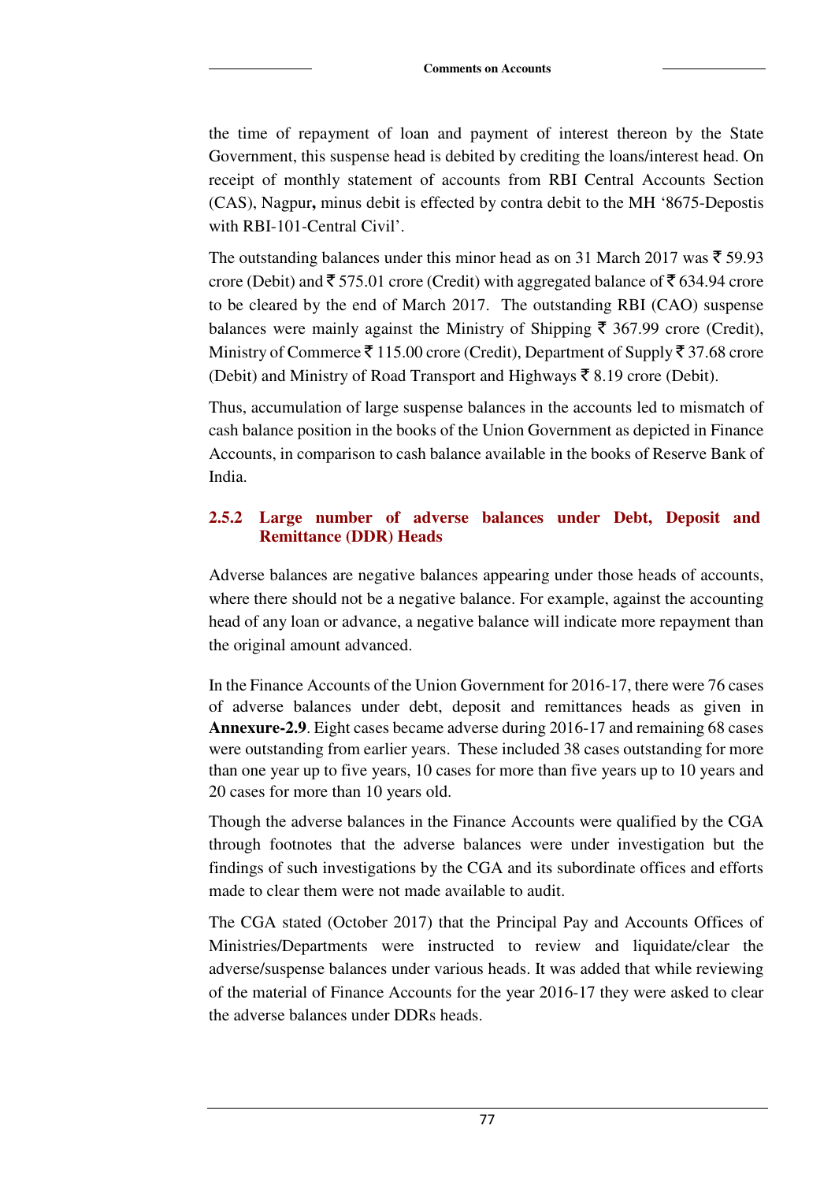the time of repayment of loan and payment of interest thereon by the State Government, this suspense head is debited by crediting the loans/interest head. On receipt of monthly statement of accounts from RBI Central Accounts Section (CAS), Nagpur**,** minus debit is effected by contra debit to the MH '8675-Depostis with RBI-101-Central Civil'.

The outstanding balances under this minor head as on 31 March 2017 was ₹ 59.93 crore (Debit) and ₹ 575.01 crore (Credit) with aggregated balance of ₹ 634.94 crore to be cleared by the end of March 2017. The outstanding RBI (CAO) suspense balances were mainly against the Ministry of Shipping ₹ 367.99 crore (Credit), Ministry of Commerce ₹ 115.00 crore (Credit), Department of Supply ₹ 37.68 crore (Debit) and Ministry of Road Transport and Highways ₹ 8.19 crore (Debit).

Thus, accumulation of large suspense balances in the accounts led to mismatch of cash balance position in the books of the Union Government as depicted in Finance Accounts, in comparison to cash balance available in the books of Reserve Bank of India.

### 2.5.2 Large number of adverse balances under Debt, Deposit and Remittance (DDR) Heads

Adverse balances are negative balances appearing under those heads of accounts, where there should not be a negative balance. For example, against the accounting head of any loan or advance, a negative balance will indicate more repayment than the original amount advanced.

In the Finance Accounts of the Union Government for 2016-17, there were 76 cases of adverse balances under debt, deposit and remittances heads as given in **Annexure-2.9**. Eight cases became adverse during 2016-17 and remaining 68 cases were outstanding from earlier years. These included 38 cases outstanding for more than one year up to five years, 10 cases for more than five years up to 10 years and 20 cases for more than 10 years old.

Though the adverse balances in the Finance Accounts were qualified by the CGA through footnotes that the adverse balances were under investigation but the findings of such investigations by the CGA and its subordinate offices and efforts made to clear them were not made available to audit.

The CGA stated (October 2017) that the Principal Pay and Accounts Offices of Ministries/Departments were instructed to review and liquidate/clear the adverse/suspense balances under various heads. It was added that while reviewing of the material of Finance Accounts for the year 2016-17 they were asked to clear the adverse balances under DDRs heads.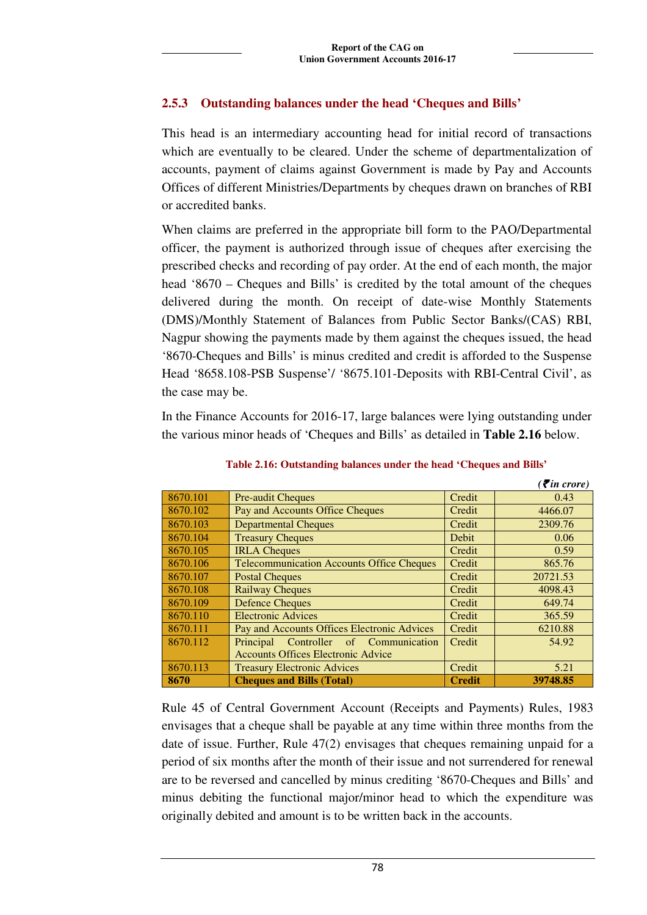### 2.5.3 Outstanding balances under the head 'Cheques and Bills'

This head is an intermediary accounting head for initial record of transactions which are eventually to be cleared. Under the scheme of departmentalization of accounts, payment of claims against Government is made by Pay and Accounts Offices of different Ministries/Departments by cheques drawn on branches of RBI or accredited banks.

When claims are preferred in the appropriate bill form to the PAO/Departmental officer, the payment is authorized through issue of cheques after exercising the prescribed checks and recording of pay order. At the end of each month, the major head '8670 – Cheques and Bills' is credited by the total amount of the cheques delivered during the month. On receipt of date-wise Monthly Statements (DMS)/Monthly Statement of Balances from Public Sector Banks/(CAS) RBI, Nagpur showing the payments made by them against the cheques issued, the head '8670-Cheques and Bills' is minus credited and credit is afforded to the Suspense Head '8658.108-PSB Suspense'/ '8675.101-Deposits with RBI-Central Civil', as the case may be.

In the Finance Accounts for 2016-17, large balances were lying outstanding under the various minor heads of 'Cheques and Bills' as detailed in **Table 2.16** below.

**Table 2.16: Outstanding balances under the head 'Cheques and Bills'**

*(₹ in crore)*

| | | | |
|---|---|---|---|
| 8670.101 | Pre-audit Cheques | Credit | 0.43 |
| 8670.102 | Pay and Accounts Office Cheques | Credit | 4466.07 |
| 8670.103 | Departmental Cheques | Credit | 2309.76 |
| 8670.104 | Treasury Cheques | Debit | 0.06 |
| 8670.105 | IRLA Cheques | Credit | 0.59 |
| 8670.106 | Telecommunication Accounts Office Cheques | Credit | 865.76 |
| 8670.107 | Postal Cheques | Credit | 20721.53 |
| 8670.108 | Railway Cheques | Credit | 4098.43 |
| 8670.109 | Defence Cheques | Credit | 649.74 |
| 8670.110 | Electronic Advices | Credit | 365.59 |
| 8670.111 | Pay and Accounts Offices Electronic Advices | Credit | 6210.88 |
| 8670.112 | Principal Controller of Communication Accounts Offices Electronic Advice | Credit | 54.92 |
| 8670.113 | Treasury Electronic Advices | Credit | 5.21 |
| **8670** | **Cheques and Bills (Total)** | **Credit** | **39748.85** |

Rule 45 of Central Government Account (Receipts and Payments) Rules, 1983 envisages that a cheque shall be payable at any time within three months from the date of issue. Further, Rule 47(2) envisages that cheques remaining unpaid for a period of six months after the month of their issue and not surrendered for renewal are to be reversed and cancelled by minus crediting '8670-Cheques and Bills' and minus debiting the functional major/minor head to which the expenditure was originally debited and amount is to be written back in the accounts.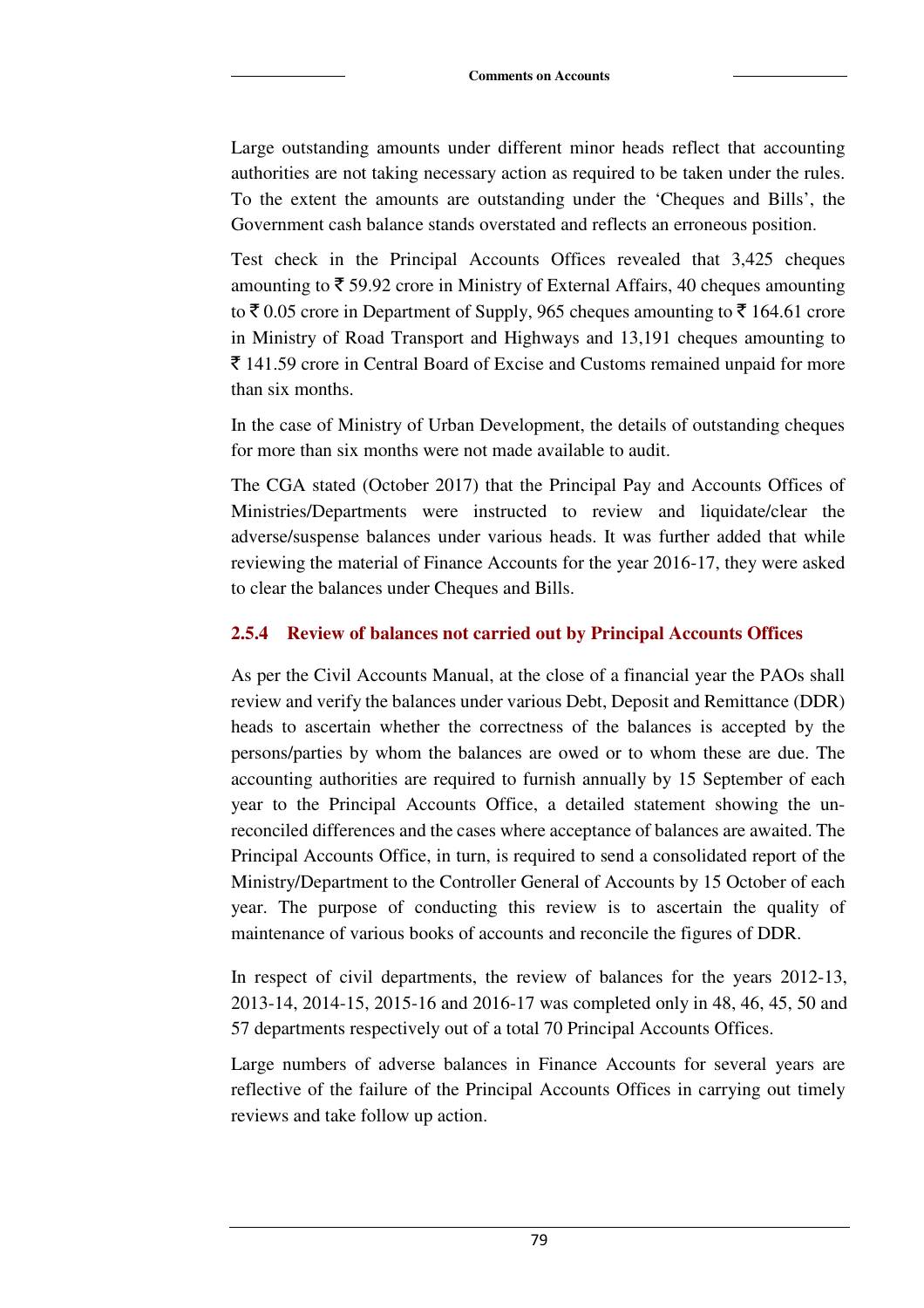Large outstanding amounts under different minor heads reflect that accounting authorities are not taking necessary action as required to be taken under the rules. To the extent the amounts are outstanding under the 'Cheques and Bills', the Government cash balance stands overstated and reflects an erroneous position.

Test check in the Principal Accounts Offices revealed that 3,425 cheques amounting to ₹ 59.92 crore in Ministry of External Affairs, 40 cheques amounting to ₹ 0.05 crore in Department of Supply, 965 cheques amounting to ₹ 164.61 crore in Ministry of Road Transport and Highways and 13,191 cheques amounting to ₹ 141.59 crore in Central Board of Excise and Customs remained unpaid for more than six months.

In the case of Ministry of Urban Development, the details of outstanding cheques for more than six months were not made available to audit.

The CGA stated (October 2017) that the Principal Pay and Accounts Offices of Ministries/Departments were instructed to review and liquidate/clear the adverse/suspense balances under various heads. It was further added that while reviewing the material of Finance Accounts for the year 2016-17, they were asked to clear the balances under Cheques and Bills.

### 2.5.4 Review of balances not carried out by Principal Accounts Offices

As per the Civil Accounts Manual, at the close of a financial year the PAOs shall review and verify the balances under various Debt, Deposit and Remittance (DDR) heads to ascertain whether the correctness of the balances is accepted by the persons/parties by whom the balances are owed or to whom these are due. The accounting authorities are required to furnish annually by 15 September of each year to the Principal Accounts Office, a detailed statement showing the un-reconciled differences and the cases where acceptance of balances are awaited. The Principal Accounts Office, in turn, is required to send a consolidated report of the Ministry/Department to the Controller General of Accounts by 15 October of each year. The purpose of conducting this review is to ascertain the quality of maintenance of various books of accounts and reconcile the figures of DDR.

In respect of civil departments, the review of balances for the years 2012-13, 2013-14, 2014-15, 2015-16 and 2016-17 was completed only in 48, 46, 45, 50 and 57 departments respectively out of a total 70 Principal Accounts Offices.

Large numbers of adverse balances in Finance Accounts for several years are reflective of the failure of the Principal Accounts Offices in carrying out timely reviews and take follow up action.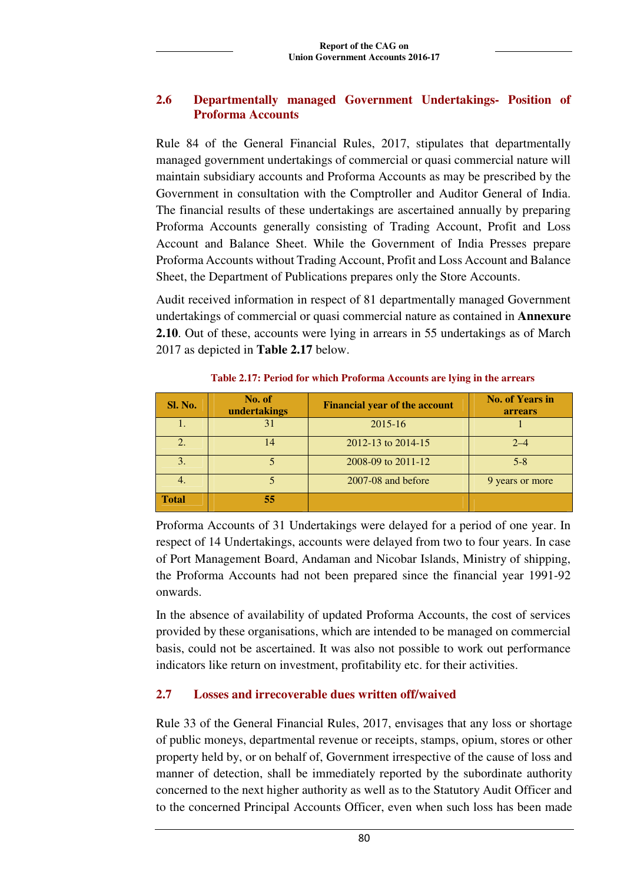## 2.6 Departmentally managed Government Undertakings- Position of Proforma Accounts

Rule 84 of the General Financial Rules, 2017, stipulates that departmentally managed government undertakings of commercial or quasi commercial nature will maintain subsidiary accounts and Proforma Accounts as may be prescribed by the Government in consultation with the Comptroller and Auditor General of India. The financial results of these undertakings are ascertained annually by preparing Proforma Accounts generally consisting of Trading Account, Profit and Loss Account and Balance Sheet. While the Government of India Presses prepare Proforma Accounts without Trading Account, Profit and Loss Account and Balance Sheet, the Department of Publications prepares only the Store Accounts.

Audit received information in respect of 81 departmentally managed Government undertakings of commercial or quasi commercial nature as contained in **Annexure 2.10**. Out of these, accounts were lying in arrears in 55 undertakings as of March 2017 as depicted in **Table 2.17** below.

**Table 2.17: Period for which Proforma Accounts are lying in the arrears**

| Sl. No. | No. of undertakings | Financial year of the account | No. of Years in arrears |
|---|---|---|---|
| 1. | 31 | 2015-16 | 1 |
| 2. | 14 | 2012-13 to 2014-15 | 2–4 |
| 3. | 5 | 2008-09 to 2011-12 | 5-8 |
| 4. | 5 | 2007-08 and before | 9 years or more |
| **Total** | **55** | | |

Proforma Accounts of 31 Undertakings were delayed for a period of one year. In respect of 14 Undertakings, accounts were delayed from two to four years. In case of Port Management Board, Andaman and Nicobar Islands, Ministry of shipping, the Proforma Accounts had not been prepared since the financial year 1991-92 onwards.

In the absence of availability of updated Proforma Accounts, the cost of services provided by these organisations, which are intended to be managed on commercial basis, could not be ascertained. It was also not possible to work out performance indicators like return on investment, profitability etc. for their activities.

## 2.7 Losses and irrecoverable dues written off/waived

Rule 33 of the General Financial Rules, 2017, envisages that any loss or shortage of public moneys, departmental revenue or receipts, stamps, opium, stores or other property held by, or on behalf of, Government irrespective of the cause of loss and manner of detection, shall be immediately reported by the subordinate authority concerned to the next higher authority as well as to the Statutory Audit Officer and to the concerned Principal Accounts Officer, even when such loss has been made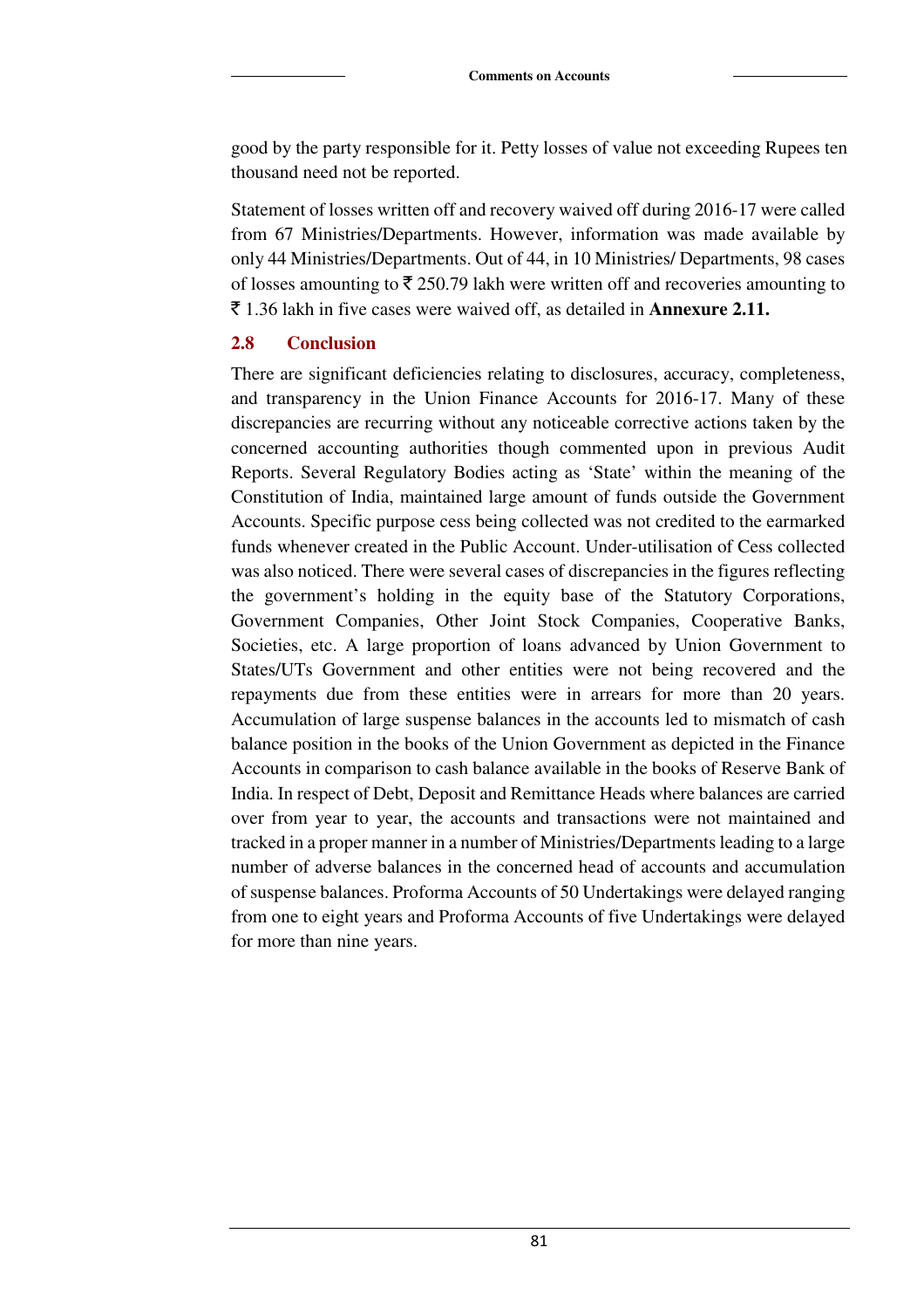good by the party responsible for it. Petty losses of value not exceeding Rupees ten thousand need not be reported.

Statement of losses written off and recovery waived off during 2016-17 were called from 67 Ministries/Departments. However, information was made available by only 44 Ministries/Departments. Out of 44, in 10 Ministries/ Departments, 98 cases of losses amounting to ₹ 250.79 lakh were written off and recoveries amounting to ₹ 1.36 lakh in five cases were waived off, as detailed in **Annexure 2.11.**

## 2.8 Conclusion

There are significant deficiencies relating to disclosures, accuracy, completeness, and transparency in the Union Finance Accounts for 2016-17. Many of these discrepancies are recurring without any noticeable corrective actions taken by the concerned accounting authorities though commented upon in previous Audit Reports. Several Regulatory Bodies acting as 'State' within the meaning of the Constitution of India, maintained large amount of funds outside the Government Accounts. Specific purpose cess being collected was not credited to the earmarked funds whenever created in the Public Account. Under-utilisation of Cess collected was also noticed. There were several cases of discrepancies in the figures reflecting the government's holding in the equity base of the Statutory Corporations, Government Companies, Other Joint Stock Companies, Cooperative Banks, Societies, etc. A large proportion of loans advanced by Union Government to States/UTs Government and other entities were not being recovered and the repayments due from these entities were in arrears for more than 20 years. Accumulation of large suspense balances in the accounts led to mismatch of cash balance position in the books of the Union Government as depicted in the Finance Accounts in comparison to cash balance available in the books of Reserve Bank of India. In respect of Debt, Deposit and Remittance Heads where balances are carried over from year to year, the accounts and transactions were not maintained and tracked in a proper manner in a number of Ministries/Departments leading to a large number of adverse balances in the concerned head of accounts and accumulation of suspense balances. Proforma Accounts of 50 Undertakings were delayed ranging from one to eight years and Proforma Accounts of five Undertakings were delayed for more than nine years.